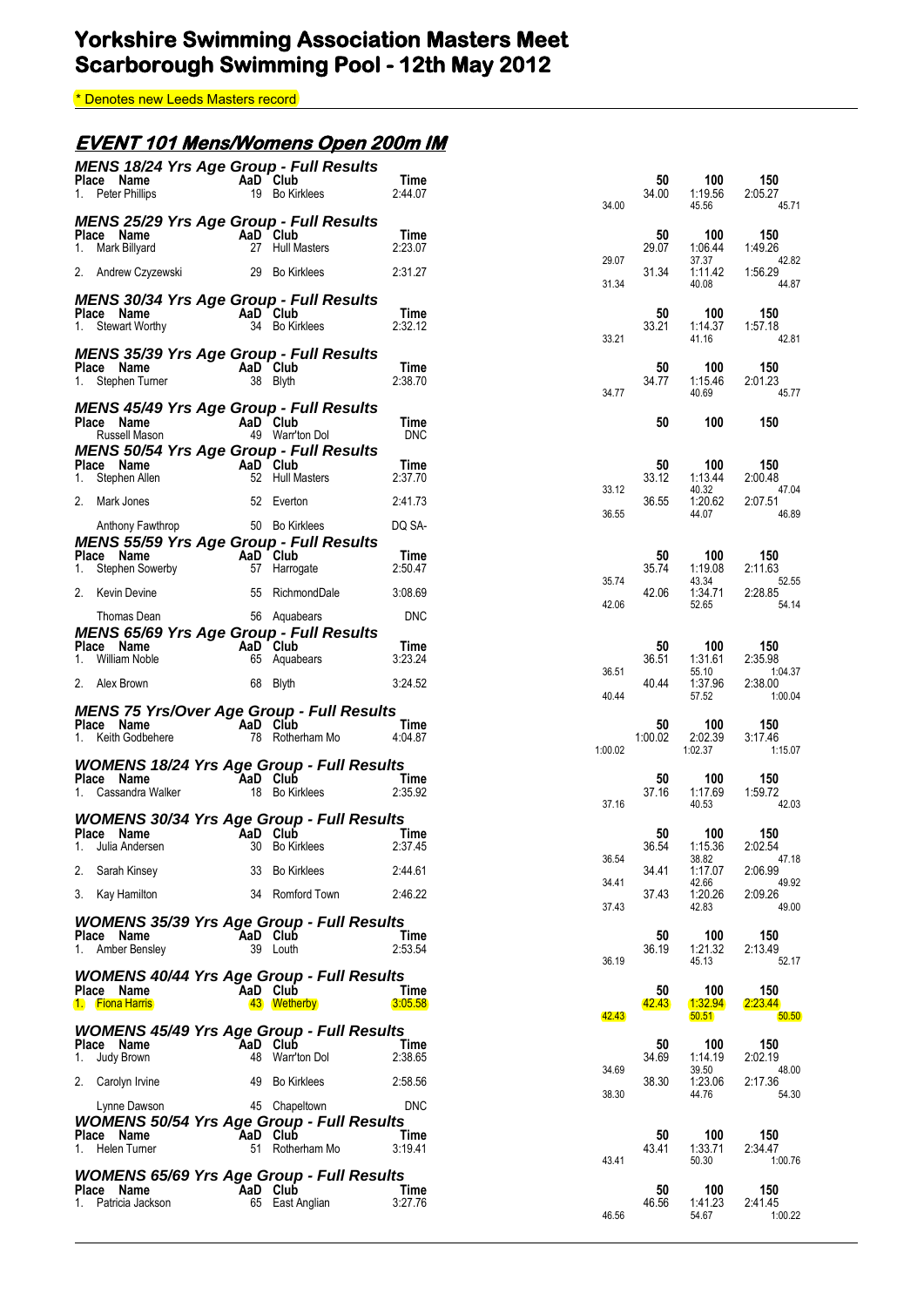# Yorkshire Swimming Association Masters Meet
# Scarborough Swimming Pool - 12th May 2012

\* Denotes new Leeds Masters record

## EVENT 101 Mens/Womens Open 200m IM

### MENS 18/24 Yrs Age Group - Full Results

| Place | Name | AaD | Club | Time | | 50 | 100 | 150 |
|---|---|---|---|---|---|---|---|---|
| 1. | Peter Phillips | 19 | Bo Kirklees | 2:44.07 | | 34.00 | 1:19.56 | 2:05.27 |
| | | | | | 34.00 | | 45.56 | 45.71 |

### MENS 25/29 Yrs Age Group - Full Results

| Place | Name | AaD | Club | Time | | 50 | 100 | 150 |
|---|---|---|---|---|---|---|---|---|
| 1. | Mark Billyard | 27 | Hull Masters | 2:23.07 | | 29.07 | 1:06.44 | 1:49.26 |
| | | | | | 29.07 | | 37.37 | 42.82 |
| 2. | Andrew Czyzewski | 29 | Bo Kirklees | 2:31.27 | | 31.34 | 1:11.42 | 1:56.29 |
| | | | | | 31.34 | | 40.08 | 44.87 |

### MENS 30/34 Yrs Age Group - Full Results

| Place | Name | AaD | Club | Time | | 50 | 100 | 150 |
|---|---|---|---|---|---|---|---|---|
| 1. | Stewart Worthy | 34 | Bo Kirklees | 2:32.12 | | 33.21 | 1:14.37 | 1:57.18 |
| | | | | | 33.21 | | 41.16 | 42.81 |

### MENS 35/39 Yrs Age Group - Full Results

| Place | Name | AaD | Club | Time | | 50 | 100 | 150 |
|---|---|---|---|---|---|---|---|---|
| 1. | Stephen Turner | 38 | Blyth | 2:38.70 | | 34.77 | 1:15.46 | 2:01.23 |
| | | | | | 34.77 | | 40.69 | 45.77 |

### MENS 45/49 Yrs Age Group - Full Results

| Place | Name | AaD | Club | Time | | 50 | 100 | 150 |
|---|---|---|---|---|---|---|---|---|
| | Russell Mason | 49 | Warr'ton Dol | DNC | | | | |

### MENS 50/54 Yrs Age Group - Full Results

| Place | Name | AaD | Club | Time | | 50 | 100 | 150 |
|---|---|---|---|---|---|---|---|---|
| 1. | Stephen Allen | 52 | Hull Masters | 2:37.70 | | 33.12 | 1:13.44 | 2:00.48 |
| | | | | | 33.12 | | 40.32 | 47.04 |
| 2. | Mark Jones | 52 | Everton | 2:41.73 | | 36.55 | 1:20.62 | 2:07.51 |
| | | | | | 36.55 | | 44.07 | 46.89 |
| | Anthony Fawthrop | 50 | Bo Kirklees | DQ SA- | | | | |

### MENS 55/59 Yrs Age Group - Full Results

| Place | Name | AaD | Club | Time | | 50 | 100 | 150 |
|---|---|---|---|---|---|---|---|---|
| 1. | Stephen Sowerby | 57 | Harrogate | 2:50.47 | | 35.74 | 1:19.08 | 2:11.63 |
| | | | | | 35.74 | | 43.34 | 52.55 |
| 2. | Kevin Devine | 55 | RichmondDale | 3:08.69 | | 42.06 | 1:34.71 | 2:28.85 |
| | | | | | 42.06 | | 52.65 | 54.14 |
| | Thomas Dean | 56 | Aquabears | DNC | | | | |

### MENS 65/69 Yrs Age Group - Full Results

| Place | Name | AaD | Club | Time | | 50 | 100 | 150 |
|---|---|---|---|---|---|---|---|---|
| 1. | William Noble | 65 | Aquabears | 3:23.24 | | 36.51 | 1:31.61 | 2:35.98 |
| | | | | | 36.51 | | 55.10 | 1:04.37 |
| 2. | Alex Brown | 68 | Blyth | 3:24.52 | | 40.44 | 1:37.96 | 2:38.00 |
| | | | | | 40.44 | | 57.52 | 1:00.04 |

### MENS 75 Yrs/Over Age Group - Full Results

| Place | Name | AaD | Club | Time | | 50 | 100 | 150 |
|---|---|---|---|---|---|---|---|---|
| 1. | Keith Godbehere | 78 | Rotherham Mo | 4:04.87 | | 1:00.02 | 2:02.39 | 3:17.46 |
| | | | | | 1:00.02 | | 1:02.37 | 1:15.07 |

### WOMENS 18/24 Yrs Age Group - Full Results

| Place | Name | AaD | Club | Time | | 50 | 100 | 150 |
|---|---|---|---|---|---|---|---|---|
| 1. | Cassandra Walker | 18 | Bo Kirklees | 2:35.92 | | 37.16 | 1:17.69 | 1:59.72 |
| | | | | | 37.16 | | 40.53 | 42.03 |

### WOMENS 30/34 Yrs Age Group - Full Results

| Place | Name | AaD | Club | Time | | 50 | 100 | 150 |
|---|---|---|---|---|---|---|---|---|
| 1. | Julia Andersen | 30 | Bo Kirklees | 2:37.45 | | 36.54 | 1:15.36 | 2:02.54 |
| | | | | | 36.54 | | 38.82 | 47.18 |
| 2. | Sarah Kinsey | 33 | Bo Kirklees | 2:44.61 | | 34.41 | 1:17.07 | 2:06.99 |
| | | | | | 34.41 | | 42.66 | 49.92 |
| 3. | Kay Hamilton | 34 | Romford Town | 2:46.22 | | 37.43 | 1:20.26 | 2:09.26 |
| | | | | | 37.43 | | 42.83 | 49.00 |

### WOMENS 35/39 Yrs Age Group - Full Results

| Place | Name | AaD | Club | Time | | 50 | 100 | 150 |
|---|---|---|---|---|---|---|---|---|
| 1. | Amber Bensley | 39 | Louth | 2:53.54 | | 36.19 | 1:21.32 | 2:13.49 |
| | | | | | 36.19 | | 45.13 | 52.17 |

### WOMENS 40/44 Yrs Age Group - Full Results

| Place | Name | AaD | Club | Time | | 50 | 100 | 150 |
|---|---|---|---|---|---|---|---|---|
| 1. | Fiona Harris | 43 | Wetherby | 3:05.58 | | 42.43 | 1:32.94 | 2:23.44 |
| | | | | | 42.43 | | 50.51 | 50.50 |

### WOMENS 45/49 Yrs Age Group - Full Results

| Place | Name | AaD | Club | Time | | 50 | 100 | 150 |
|---|---|---|---|---|---|---|---|---|
| 1. | Judy Brown | 48 | Warr'ton Dol | 2:38.65 | | 34.69 | 1:14.19 | 2:02.19 |
| | | | | | 34.69 | | 39.50 | 48.00 |
| 2. | Carolyn Irvine | 49 | Bo Kirklees | 2:58.56 | | 38.30 | 1:23.06 | 2:17.36 |
| | | | | | 38.30 | | 44.76 | 54.30 |
| | Lynne Dawson | 45 | Chapeltown | DNC | | | | |

### WOMENS 50/54 Yrs Age Group - Full Results

| Place | Name | AaD | Club | Time | | 50 | 100 | 150 |
|---|---|---|---|---|---|---|---|---|
| 1. | Helen Turner | 51 | Rotherham Mo | 3:19.41 | | 43.41 | 1:33.71 | 2:34.47 |
| | | | | | 43.41 | | 50.30 | 1:00.76 |

### WOMENS 65/69 Yrs Age Group - Full Results

| Place | Name | AaD | Club | Time | | 50 | 100 | 150 |
|---|---|---|---|---|---|---|---|---|
| 1. | Patricia Jackson | 65 | East Anglian | 3:27.76 | | 46.56 | 1:41.23 | 2:41.45 |
| | | | | | 46.56 | | 54.67 | 1:00.22 |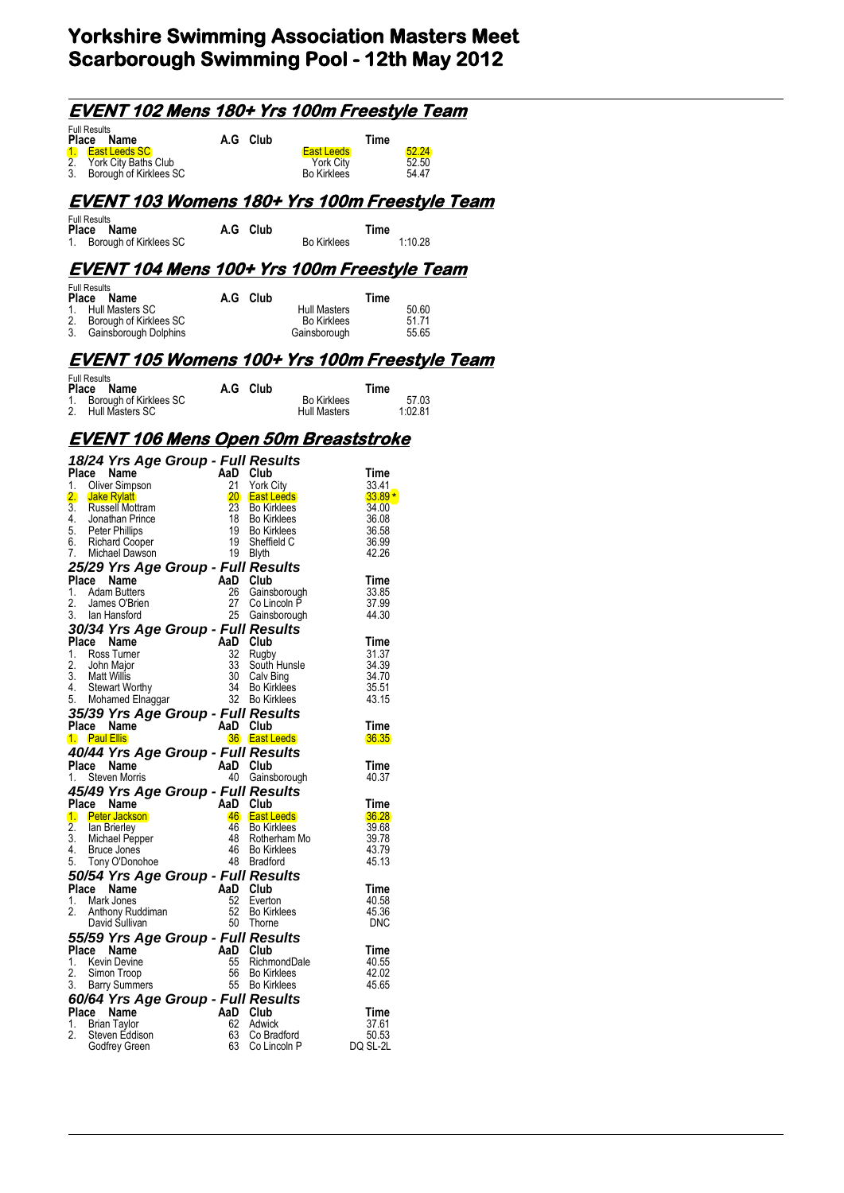# Yorkshire Swimming Association Masters Meet
# Scarborough Swimming Pool - 12th May 2012

## EVENT 102 Mens 180+ Yrs 100m Freestyle Team

Full Results

| Place | Name | A.G | Club | Time |
|---|---|---|---|---|
| 1. | East Leeds SC | | East Leeds | 52.24 |
| 2. | York City Baths Club | | York City | 52.50 |
| 3. | Borough of Kirklees SC | | Bo Kirklees | 54.47 |

## EVENT 103 Womens 180+ Yrs 100m Freestyle Team

Full Results

| Place | Name | A.G | Club | Time |
|---|---|---|---|---|
| 1. | Borough of Kirklees SC | | Bo Kirklees | 1:10.28 |

## EVENT 104 Mens 100+ Yrs 100m Freestyle Team

Full Results

| Place | Name | A.G | Club | Time |
|---|---|---|---|---|
| 1. | Hull Masters SC | | Hull Masters | 50.60 |
| 2. | Borough of Kirklees SC | | Bo Kirklees | 51.71 |
| 3. | Gainsborough Dolphins | | Gainsborough | 55.65 |

## EVENT 105 Womens 100+ Yrs 100m Freestyle Team

Full Results

| Place | Name | A.G | Club | Time |
|---|---|---|---|---|
| 1. | Borough of Kirklees SC | | Bo Kirklees | 57.03 |
| 2. | Hull Masters SC | | Hull Masters | 1:02.81 |

## EVENT 106 Mens Open 50m Breaststroke

### 18/24 Yrs Age Group - Full Results

| Place | Name | AaD | Club | Time |
|---|---|---|---|---|
| 1. | Oliver Simpson | 21 | York City | 33.41 |
| 2. | Jake Rylatt | 20 | East Leeds | 33.89 * |
| 3. | Russell Mottram | 23 | Bo Kirklees | 34.00 |
| 4. | Jonathan Prince | 18 | Bo Kirklees | 36.08 |
| 5. | Peter Phillips | 19 | Bo Kirklees | 36.58 |
| 6. | Richard Cooper | 19 | Sheffield C | 36.99 |
| 7. | Michael Dawson | 19 | Blyth | 42.26 |

### 25/29 Yrs Age Group - Full Results

| Place | Name | AaD | Club | Time |
|---|---|---|---|---|
| 1. | Adam Butters | 26 | Gainsborough | 33.85 |
| 2. | James O'Brien | 27 | Co Lincoln P | 37.99 |
| 3. | Ian Hansford | 25 | Gainsborough | 44.30 |

### 30/34 Yrs Age Group - Full Results

| Place | Name | AaD | Club | Time |
|---|---|---|---|---|
| 1. | Ross Turner | 32 | Rugby | 31.37 |
| 2. | John Major | 33 | South Hunsle | 34.39 |
| 3. | Matt Willis | 30 | Calv Bing | 34.70 |
| 4. | Stewart Worthy | 34 | Bo Kirklees | 35.51 |
| 5. | Mohamed Elnaggar | 32 | Bo Kirklees | 43.15 |

### 35/39 Yrs Age Group - Full Results

| Place | Name | AaD | Club | Time |
|---|---|---|---|---|
| 1. | Paul Ellis | 36 | East Leeds | 36.35 |

### 40/44 Yrs Age Group - Full Results

| Place | Name | AaD | Club | Time |
|---|---|---|---|---|
| 1. | Steven Morris | 40 | Gainsborough | 40.37 |

### 45/49 Yrs Age Group - Full Results

| Place | Name | AaD | Club | Time |
|---|---|---|---|---|
| 1. | Peter Jackson | 46 | East Leeds | 36.28 |
| 2. | Ian Brierley | 46 | Bo Kirklees | 39.68 |
| 3. | Michael Pepper | 48 | Rotherham Mo | 39.78 |
| 4. | Bruce Jones | 46 | Bo Kirklees | 43.79 |
| 5. | Tony O'Donohoe | 48 | Bradford | 45.13 |

### 50/54 Yrs Age Group - Full Results

| Place | Name | AaD | Club | Time |
|---|---|---|---|---|
| 1. | Mark Jones | 52 | Everton | 40.58 |
| 2. | Anthony Ruddiman | 52 | Bo Kirklees | 45.36 |
| | David Sullivan | 50 | Thorne | DNC |

### 55/59 Yrs Age Group - Full Results

| Place | Name | AaD | Club | Time |
|---|---|---|---|---|
| 1. | Kevin Devine | 55 | RichmondDale | 40.55 |
| 2. | Simon Troop | 56 | Bo Kirklees | 42.02 |
| 3. | Barry Summers | 55 | Bo Kirklees | 45.65 |

### 60/64 Yrs Age Group - Full Results

| Place | Name | AaD | Club | Time |
|---|---|---|---|---|
| 1. | Brian Taylor | 62 | Adwick | 37.61 |
| 2. | Steven Eddison | 63 | Co Bradford | 50.53 |
| | Godfrey Green | 63 | Co Lincoln P | DQ SL-2L |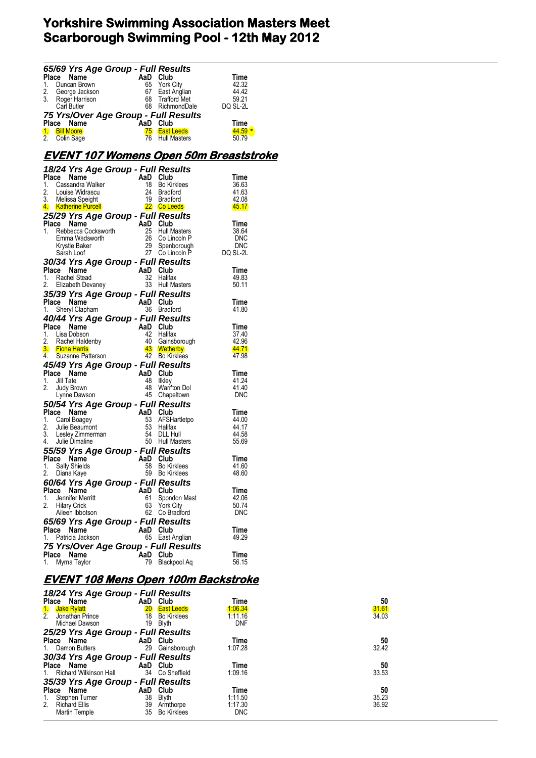# Yorkshire Swimming Association Masters Meet
# Scarborough Swimming Pool - 12th May 2012

### 65/69 Yrs Age Group - Full Results

| Place | Name | AaD | Club | Time |
|---|---|---|---|---|
| 1. | Duncan Brown | 65 | York City | 42.32 |
| 2. | George Jackson | 67 | East Anglian | 44.42 |
| 3. | Roger Harrison | 68 | Trafford Met | 59.21 |
| | Carl Butler | 68 | RichmondDale | DQ SL-2L |

### 75 Yrs/Over Age Group - Full Results

| Place | Name | AaD | Club | Time |
|---|---|---|---|---|
| 1. | Bill Moore | 75 | East Leeds | 44.59 * |
| 2. | Colin Sage | 76 | Hull Masters | 50.79 |

## EVENT 107 Womens Open 50m Breaststroke

### 18/24 Yrs Age Group - Full Results

| Place | Name | AaD | Club | Time |
|---|---|---|---|---|
| 1. | Cassandra Walker | 18 | Bo Kirklees | 36.63 |
| 2. | Louise Widrascu | 24 | Bradford | 41.63 |
| 3. | Melissa Speight | 19 | Bradford | 42.08 |
| 4. | Katherine Purcell | 22 | Co Leeds | 45.17 |

### 25/29 Yrs Age Group - Full Results

| Place | Name | AaD | Club | Time |
|---|---|---|---|---|
| 1. | Rebbecca Cocksworth | 25 | Hull Masters | 38.64 |
| | Emma Wadsworth | 26 | Co Lincoln P | DNC |
| | Krystle Baker | 29 | Spenborough | DNC |
| | Sarah Loof | 27 | Co Lincoln P | DQ SL-2L |

### 30/34 Yrs Age Group - Full Results

| Place | Name | AaD | Club | Time |
|---|---|---|---|---|
| 1. | Rachel Stead | 32 | Halifax | 49.83 |
| 2. | Elizabeth Devaney | 33 | Hull Masters | 50.11 |

### 35/39 Yrs Age Group - Full Results

| Place | Name | AaD | Club | Time |
|---|---|---|---|---|
| 1. | Sheryl Clapham | 36 | Bradford | 41.80 |

### 40/44 Yrs Age Group - Full Results

| Place | Name | AaD | Club | Time |
|---|---|---|---|---|
| 1. | Lisa Dobson | 42 | Halifax | 37.40 |
| 2. | Rachel Haldenby | 40 | Gainsborough | 42.96 |
| 3. | Fiona Harris | 43 | Wetherby | 44.71 |
| 4. | Suzanne Patterson | 42 | Bo Kirklees | 47.98 |

### 45/49 Yrs Age Group - Full Results

| Place | Name | AaD | Club | Time |
|---|---|---|---|---|
| 1. | Jill Tate | 48 | Ilkley | 41.24 |
| 2. | Judy Brown | 48 | Warr'ton Dol | 41.40 |
| | Lynne Dawson | 45 | Chapeltown | DNC |

### 50/54 Yrs Age Group - Full Results

| Place | Name | AaD | Club | Time |
|---|---|---|---|---|
| 1. | Carol Boagey | 53 | AFSHartletpo | 44.00 |
| 2. | Julie Beaumont | 53 | Halifax | 44.17 |
| 3. | Lesley Zimmerman | 54 | DLL Hull | 44.58 |
| 4. | Julie Dimaline | 50 | Hull Masters | 55.69 |

### 55/59 Yrs Age Group - Full Results

| Place | Name | AaD | Club | Time |
|---|---|---|---|---|
| 1. | Sally Shields | 58 | Bo Kirklees | 41.60 |
| 2. | Diana Kaye | 59 | Bo Kirklees | 48.60 |

### 60/64 Yrs Age Group - Full Results

| Place | Name | AaD | Club | Time |
|---|---|---|---|---|
| 1. | Jennifer Merritt | 61 | Spondon Mast | 42.06 |
| 2. | Hilary Crick | 63 | York City | 50.74 |
| | Aileen Ibbotson | 62 | Co Bradford | DNC |

### 65/69 Yrs Age Group - Full Results

| Place | Name | AaD | Club | Time |
|---|---|---|---|---|
| 1. | Patricia Jackson | 65 | East Anglian | 49.29 |

### 75 Yrs/Over Age Group - Full Results

| Place | Name | AaD | Club | Time |
|---|---|---|---|---|
| 1. | Myrna Taylor | 79 | Blackpool Aq | 56.15 |

## EVENT 108 Mens Open 100m Backstroke

### 18/24 Yrs Age Group - Full Results

| Place | Name | AaD | Club | Time | 50 |
|---|---|---|---|---|---|
| 1. | Jake Rylatt | 20 | East Leeds | 1:06.34 | 31.61 |
| 2. | Jonathan Prince | 18 | Bo Kirklees | 1:11.16 | 34.03 |
| | Michael Dawson | 19 | Blyth | DNF | |

### 25/29 Yrs Age Group - Full Results

| Place | Name | AaD | Club | Time | 50 |
|---|---|---|---|---|---|
| 1. | Damon Butters | 29 | Gainsborough | 1:07.28 | 32.42 |

### 30/34 Yrs Age Group - Full Results

| Place | Name | AaD | Club | Time | 50 |
|---|---|---|---|---|---|
| 1. | Richard Wilkinson Hall | 34 | Co Sheffield | 1:09.16 | 33.53 |

### 35/39 Yrs Age Group - Full Results

| Place | Name | AaD | Club | Time | 50 |
|---|---|---|---|---|---|
| 1. | Stephen Turner | 38 | Blyth | 1:11.50 | 35.23 |
| 2. | Richard Ellis | 39 | Armthorpe | 1:17.30 | 36.92 |
| | Martin Temple | 35 | Bo Kirklees | DNC | |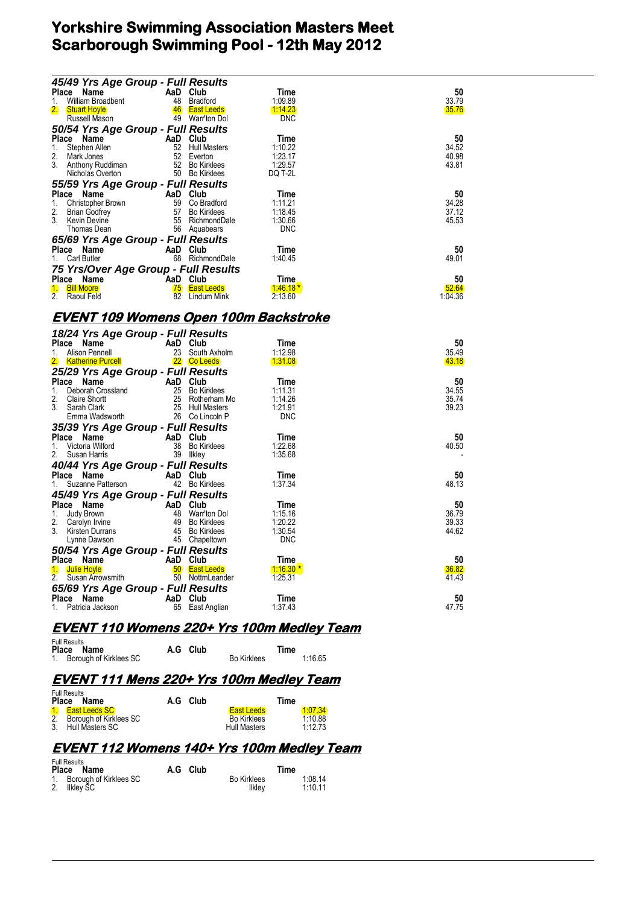# Yorkshire Swimming Association Masters Meet
# Scarborough Swimming Pool - 12th May 2012

### 45/49 Yrs Age Group - Full Results

| Place | Name | AaD | Club | Time | 50 |
|---|---|---|---|---|---|
| 1. | William Broadbent | 48 | Bradford | 1:09.89 | 33.79 |
| 2. | Stuart Hoyle | 46 | East Leeds | 1:14.23 | 35.76 |
| | Russell Mason | 49 | Warr'ton Dol | DNC | |

### 50/54 Yrs Age Group - Full Results

| Place | Name | AaD | Club | Time | 50 |
|---|---|---|---|---|---|
| 1. | Stephen Allen | 52 | Hull Masters | 1:10.22 | 34.52 |
| 2. | Mark Jones | 52 | Everton | 1:23.17 | 40.98 |
| 3. | Anthony Ruddiman | 52 | Bo Kirklees | 1:29.57 | 43.81 |
| | Nicholas Overton | 50 | Bo Kirklees | DQ T-2L | |

### 55/59 Yrs Age Group - Full Results

| Place | Name | AaD | Club | Time | 50 |
|---|---|---|---|---|---|
| 1. | Christopher Brown | 59 | Co Bradford | 1:11.21 | 34.28 |
| 2. | Brian Godfrey | 57 | Bo Kirklees | 1:18.45 | 37.12 |
| 3. | Kevin Devine | 55 | RichmondDale | 1:30.66 | 45.53 |
| | Thomas Dean | 56 | Aquabears | DNC | |

### 65/69 Yrs Age Group - Full Results

| Place | Name | AaD | Club | Time | 50 |
|---|---|---|---|---|---|
| 1. | Carl Butler | 68 | RichmondDale | 1:40.45 | 49.01 |

### 75 Yrs/Over Age Group - Full Results

| Place | Name | AaD | Club | Time | 50 |
|---|---|---|---|---|---|
| 1. | Bill Moore | 75 | East Leeds | 1:46.18 * | 52.64 |
| 2. | Raoul Feld | 82 | Lindum Mink | 2:13.60 | 1:04.36 |

## EVENT 109 Womens Open 100m Backstroke

### 18/24 Yrs Age Group - Full Results

| Place | Name | AaD | Club | Time | 50 |
|---|---|---|---|---|---|
| 1. | Alison Pennell | 23 | South Axholm | 1:12.98 | 35.49 |
| 2. | Katherine Purcell | 22 | Co Leeds | 1:31.08 | 43.18 |

### 25/29 Yrs Age Group - Full Results

| Place | Name | AaD | Club | Time | 50 |
|---|---|---|---|---|---|
| 1. | Deborah Crossland | 25 | Bo Kirklees | 1:11.31 | 34.55 |
| 2. | Claire Shortt | 25 | Rotherham Mo | 1:14.26 | 35.74 |
| 3. | Sarah Clark | 25 | Hull Masters | 1:21.91 | 39.23 |
| | Emma Wadsworth | 26 | Co Lincoln P | DNC | |

### 35/39 Yrs Age Group - Full Results

| Place | Name | AaD | Club | Time | 50 |
|---|---|---|---|---|---|
| 1. | Victoria Wilford | 38 | Bo Kirklees | 1:22.68 | 40.50 |
| 2. | Susan Harris | 39 | Ilkley | 1:35.68 | - |

### 40/44 Yrs Age Group - Full Results

| Place | Name | AaD | Club | Time | 50 |
|---|---|---|---|---|---|
| 1. | Suzanne Patterson | 42 | Bo Kirklees | 1:37.34 | 48.13 |

### 45/49 Yrs Age Group - Full Results

| Place | Name | AaD | Club | Time | 50 |
|---|---|---|---|---|---|
| 1. | Judy Brown | 48 | Warr'ton Dol | 1:15.16 | 36.79 |
| 2. | Carolyn Irvine | 49 | Bo Kirklees | 1:20.22 | 39.33 |
| 3. | Kirsten Durrans | 45 | Bo Kirklees | 1:30.54 | 44.62 |
| | Lynne Dawson | 45 | Chapeltown | DNC | |

### 50/54 Yrs Age Group - Full Results

| Place | Name | AaD | Club | Time | 50 |
|---|---|---|---|---|---|
| 1. | Julie Hoyle | 50 | East Leeds | 1:16.30 * | 36.82 |
| 2. | Susan Arrowsmith | 50 | NottmLeander | 1:25.31 | 41.43 |

### 65/69 Yrs Age Group - Full Results

| Place | Name | AaD | Club | Time | 50 |
|---|---|---|---|---|---|
| 1. | Patricia Jackson | 65 | East Anglian | 1:37.43 | 47.75 |

## EVENT 110 Womens 220+ Yrs 100m Medley Team

Full Results

| Place | Name | A.G | Club | Time |
|---|---|---|---|---|
| 1. | Borough of Kirklees SC | | Bo Kirklees | 1:16.65 |

## EVENT 111 Mens 220+ Yrs 100m Medley Team

Full Results

| Place | Name | A.G | Club | Time |
|---|---|---|---|---|
| 1. | East Leeds SC | | East Leeds | 1:07.34 |
| 2. | Borough of Kirklees SC | | Bo Kirklees | 1:10.88 |
| 3. | Hull Masters SC | | Hull Masters | 1:12.73 |

## EVENT 112 Womens 140+ Yrs 100m Medley Team

Full Results

| Place | Name | A.G | Club | Time |
|---|---|---|---|---|
| 1. | Borough of Kirklees SC | | Bo Kirklees | 1:08.14 |
| 2. | Ilkley SC | | Ilkley | 1:10.11 |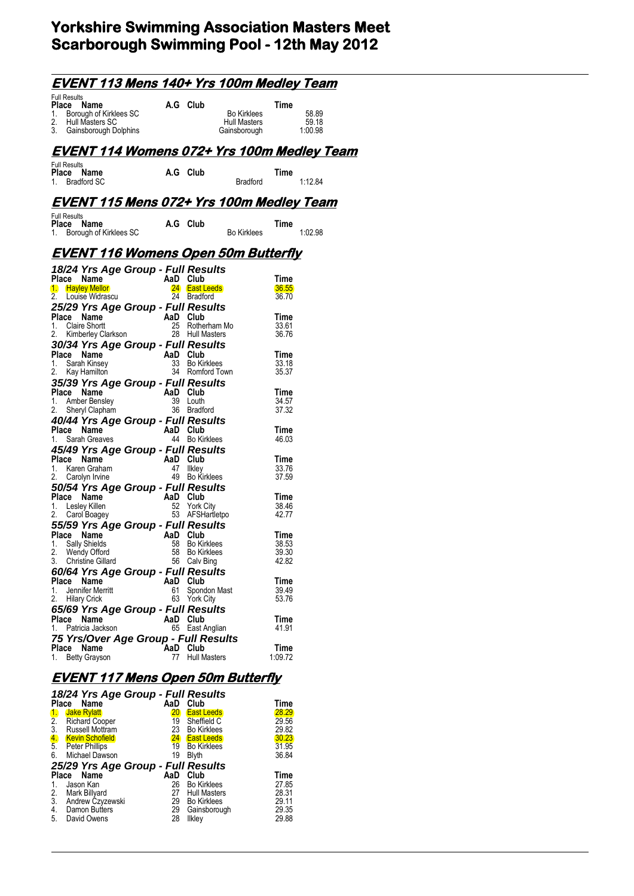# Yorkshire Swimming Association Masters Meet
# Scarborough Swimming Pool - 12th May 2012

## EVENT 113 Mens 140+ Yrs 100m Medley Team

Full Results

| Place | Name | A.G | Club | Time |
|---|---|---|---|---|
| 1. | Borough of Kirklees SC | | Bo Kirklees | 58.89 |
| 2. | Hull Masters SC | | Hull Masters | 59.18 |
| 3. | Gainsborough Dolphins | | Gainsborough | 1:00.98 |

## EVENT 114 Womens 072+ Yrs 100m Medley Team

Full Results

| Place | Name | A.G | Club | Time |
|---|---|---|---|---|
| 1. | Bradford SC | | Bradford | 1:12.84 |

## EVENT 115 Mens 072+ Yrs 100m Medley Team

Full Results

| Place | Name | A.G | Club | Time |
|---|---|---|---|---|
| 1. | Borough of Kirklees SC | | Bo Kirklees | 1:02.98 |

## EVENT 116 Womens Open 50m Butterfly

### 18/24 Yrs Age Group - Full Results

| Place | Name | AaD | Club | Time |
|---|---|---|---|---|
| 1. | Hayley Mellor | 24 | East Leeds | 36.55 |
| 2. | Louise Widrascu | 24 | Bradford | 36.70 |

### 25/29 Yrs Age Group - Full Results

| Place | Name | AaD | Club | Time |
|---|---|---|---|---|
| 1. | Claire Shortt | 25 | Rotherham Mo | 33.61 |
| 2. | Kimberley Clarkson | 28 | Hull Masters | 36.76 |

### 30/34 Yrs Age Group - Full Results

| Place | Name | AaD | Club | Time |
|---|---|---|---|---|
| 1. | Sarah Kinsey | 33 | Bo Kirklees | 33.18 |
| 2. | Kay Hamilton | 34 | Romford Town | 35.37 |

### 35/39 Yrs Age Group - Full Results

| Place | Name | AaD | Club | Time |
|---|---|---|---|---|
| 1. | Amber Bensley | 39 | Louth | 34.57 |
| 2. | Sheryl Clapham | 36 | Bradford | 37.32 |

### 40/44 Yrs Age Group - Full Results

| Place | Name | AaD | Club | Time |
|---|---|---|---|---|
| 1. | Sarah Greaves | 44 | Bo Kirklees | 46.03 |

### 45/49 Yrs Age Group - Full Results

| Place | Name | AaD | Club | Time |
|---|---|---|---|---|
| 1. | Karen Graham | 47 | Ilkley | 33.76 |
| 2. | Carolyn Irvine | 49 | Bo Kirklees | 37.59 |

### 50/54 Yrs Age Group - Full Results

| Place | Name | AaD | Club | Time |
|---|---|---|---|---|
| 1. | Lesley Killen | 52 | York City | 38.46 |
| 2. | Carol Boagey | 53 | AFSHartletpo | 42.77 |

### 55/59 Yrs Age Group - Full Results

| Place | Name | AaD | Club | Time |
|---|---|---|---|---|
| 1. | Sally Shields | 58 | Bo Kirklees | 38.53 |
| 2. | Wendy Offord | 58 | Bo Kirklees | 39.30 |
| 3. | Christine Gillard | 56 | Calv Bing | 42.82 |

### 60/64 Yrs Age Group - Full Results

| Place | Name | AaD | Club | Time |
|---|---|---|---|---|
| 1. | Jennifer Merritt | 61 | Spondon Mast | 39.49 |
| 2. | Hilary Crick | 63 | York City | 53.76 |

### 65/69 Yrs Age Group - Full Results

| Place | Name | AaD | Club | Time |
|---|---|---|---|---|
| 1. | Patricia Jackson | 65 | East Anglian | 41.91 |

### 75 Yrs/Over Age Group - Full Results

| Place | Name | AaD | Club | Time |
|---|---|---|---|---|
| 1. | Betty Grayson | 77 | Hull Masters | 1:09.72 |

## EVENT 117 Mens Open 50m Butterfly

### 18/24 Yrs Age Group - Full Results

| Place | Name | AaD | Club | Time |
|---|---|---|---|---|
| 1. | Jake Rylatt | 20 | East Leeds | 28.29 |
| 2. | Richard Cooper | 19 | Sheffield C | 29.56 |
| 3. | Russell Mottram | 23 | Bo Kirklees | 29.82 |
| 4. | Kevin Schofield | 24 | East Leeds | 30.23 |
| 5. | Peter Phillips | 19 | Bo Kirklees | 31.95 |
| 6. | Michael Dawson | 19 | Blyth | 36.84 |

### 25/29 Yrs Age Group - Full Results

| Place | Name | AaD | Club | Time |
|---|---|---|---|---|
| 1. | Jason Kan | 26 | Bo Kirklees | 27.85 |
| 2. | Mark Billyard | 27 | Hull Masters | 28.31 |
| 3. | Andrew Czyzewski | 29 | Bo Kirklees | 29.11 |
| 4. | Damon Butters | 29 | Gainsborough | 29.35 |
| 5. | David Owens | 28 | Ilkley | 29.88 |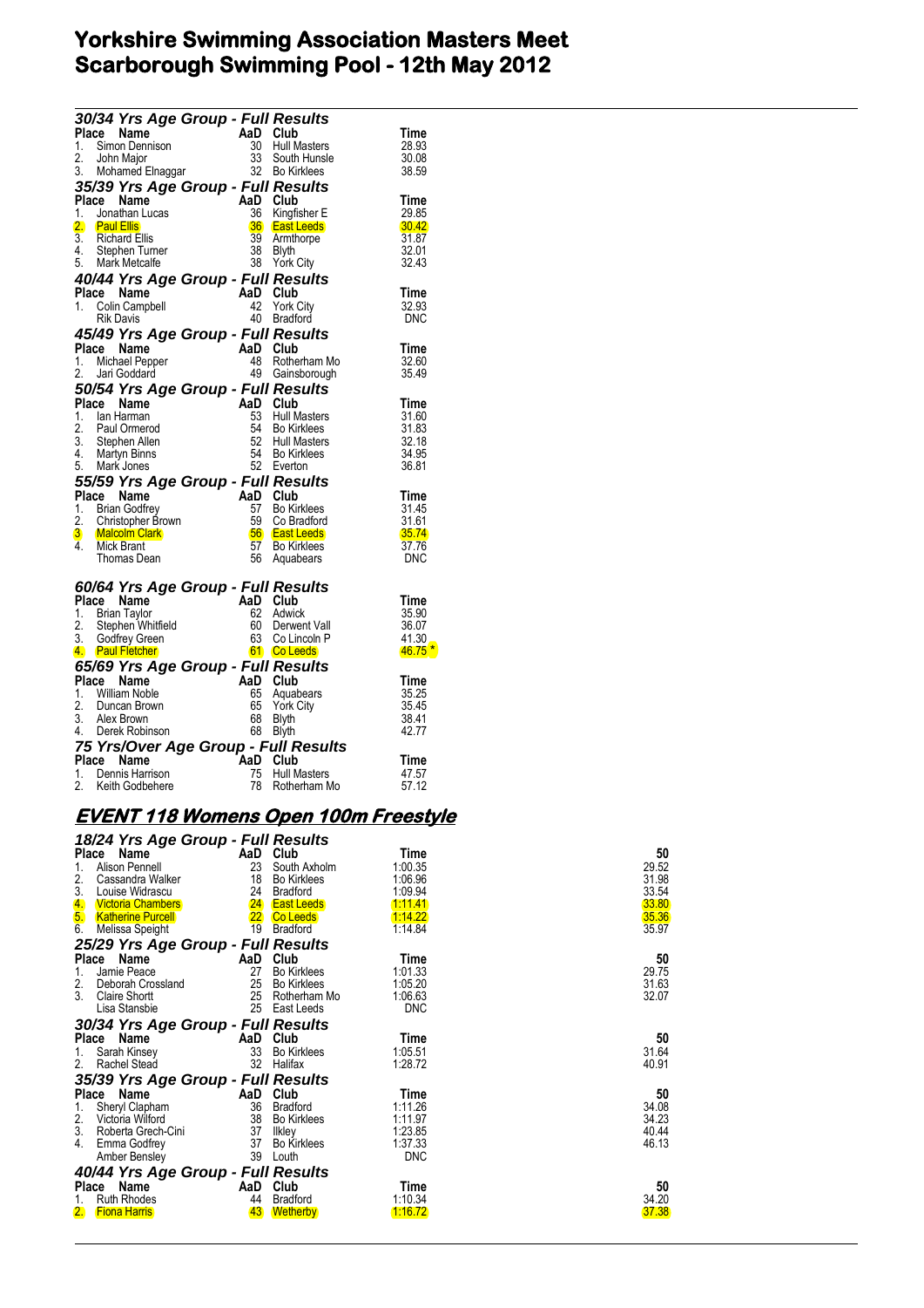# Yorkshire Swimming Association Masters Meet
# Scarborough Swimming Pool - 12th May 2012

### 30/34 Yrs Age Group - Full Results

| Place | Name | AaD | Club | Time |
|---|---|---|---|---|
| 1. | Simon Dennison | 30 | Hull Masters | 28.93 |
| 2. | John Major | 33 | South Hunsle | 30.08 |
| 3. | Mohamed Elnaggar | 32 | Bo Kirklees | 38.59 |

### 35/39 Yrs Age Group - Full Results

| Place | Name | AaD | Club | Time |
|---|---|---|---|---|
| 1. | Jonathan Lucas | 36 | Kingfisher E | 29.85 |
| 2. | Paul Ellis | 36 | East Leeds | 30.42 |
| 3. | Richard Ellis | 39 | Armthorpe | 31.87 |
| 4. | Stephen Turner | 38 | Blyth | 32.01 |
| 5. | Mark Metcalfe | 38 | York City | 32.43 |

### 40/44 Yrs Age Group - Full Results

| Place | Name | AaD | Club | Time |
|---|---|---|---|---|
| 1. | Colin Campbell | 42 | York City | 32.93 |
| | Rik Davis | 40 | Bradford | DNC |

### 45/49 Yrs Age Group - Full Results

| Place | Name | AaD | Club | Time |
|---|---|---|---|---|
| 1. | Michael Pepper | 48 | Rotherham Mo | 32.60 |
| 2. | Jari Goddard | 49 | Gainsborough | 35.49 |

### 50/54 Yrs Age Group - Full Results

| Place | Name | AaD | Club | Time |
|---|---|---|---|---|
| 1. | Ian Harman | 53 | Hull Masters | 31.60 |
| 2. | Paul Ormerod | 54 | Bo Kirklees | 31.83 |
| 3. | Stephen Allen | 52 | Hull Masters | 32.18 |
| 4. | Martyn Binns | 54 | Bo Kirklees | 34.95 |
| 5. | Mark Jones | 52 | Everton | 36.81 |

### 55/59 Yrs Age Group - Full Results

| Place | Name | AaD | Club | Time |
|---|---|---|---|---|
| 1. | Brian Godfrey | 57 | Bo Kirklees | 31.45 |
| 2. | Christopher Brown | 59 | Co Bradford | 31.61 |
| 3 | Malcolm Clark | 56 | East Leeds | 35.74 |
| 4. | Mick Brant | 57 | Bo Kirklees | 37.76 |
| | Thomas Dean | 56 | Aquabears | DNC |

### 60/64 Yrs Age Group - Full Results

| Place | Name | AaD | Club | Time |
|---|---|---|---|---|
| 1. | Brian Taylor | 62 | Adwick | 35.90 |
| 2. | Stephen Whitfield | 60 | Derwent Vall | 36.07 |
| 3. | Godfrey Green | 63 | Co Lincoln P | 41.30 |
| 4. | Paul Fletcher | 61 | Co Leeds | 46.75 * |

### 65/69 Yrs Age Group - Full Results

| Place | Name | AaD | Club | Time |
|---|---|---|---|---|
| 1. | William Noble | 65 | Aquabears | 35.25 |
| 2. | Duncan Brown | 65 | York City | 35.45 |
| 3. | Alex Brown | 68 | Blyth | 38.41 |
| 4. | Derek Robinson | 68 | Blyth | 42.77 |

### 75 Yrs/Over Age Group - Full Results

| Place | Name | AaD | Club | Time |
|---|---|---|---|---|
| 1. | Dennis Harrison | 75 | Hull Masters | 47.57 |
| 2. | Keith Godbehere | 78 | Rotherham Mo | 57.12 |

## EVENT 118 Womens Open 100m Freestyle

### 18/24 Yrs Age Group - Full Results

| Place | Name | AaD | Club | Time | 50 |
|---|---|---|---|---|---|
| 1. | Alison Pennell | 23 | South Axholm | 1:00.35 | 29.52 |
| 2. | Cassandra Walker | 18 | Bo Kirklees | 1:06.96 | 31.98 |
| 3. | Louise Widrascu | 24 | Bradford | 1:09.94 | 33.54 |
| 4. | Victoria Chambers | 24 | East Leeds | 1:11.41 | 33.80 |
| 5. | Katherine Purcell | 22 | Co Leeds | 1:14.22 | 35.36 |
| 6. | Melissa Speight | 19 | Bradford | 1:14.84 | 35.97 |

### 25/29 Yrs Age Group - Full Results

| Place | Name | AaD | Club | Time | 50 |
|---|---|---|---|---|---|
| 1. | Jamie Peace | 27 | Bo Kirklees | 1:01.33 | 29.75 |
| 2. | Deborah Crossland | 25 | Bo Kirklees | 1:05.20 | 31.63 |
| 3. | Claire Shortt | 25 | Rotherham Mo | 1:06.63 | 32.07 |
| | Lisa Stansbie | 25 | East Leeds | DNC | |

### 30/34 Yrs Age Group - Full Results

| Place | Name | AaD | Club | Time | 50 |
|---|---|---|---|---|---|
| 1. | Sarah Kinsey | 33 | Bo Kirklees | 1:05.51 | 31.64 |
| 2. | Rachel Stead | 32 | Halifax | 1:28.72 | 40.91 |

### 35/39 Yrs Age Group - Full Results

| Place | Name | AaD | Club | Time | 50 |
|---|---|---|---|---|---|
| 1. | Sheryl Clapham | 36 | Bradford | 1:11.26 | 34.08 |
| 2. | Victoria Wilford | 38 | Bo Kirklees | 1:11.97 | 34.23 |
| 3. | Roberta Grech-Cini | 37 | Ilkley | 1:23.85 | 40.44 |
| 4. | Emma Godfrey | 37 | Bo Kirklees | 1:37.33 | 46.13 |
| | Amber Bensley | 39 | Louth | DNC | |

### 40/44 Yrs Age Group - Full Results

| Place | Name | AaD | Club | Time | 50 |
|---|---|---|---|---|---|
| 1. | Ruth Rhodes | 44 | Bradford | 1:10.34 | 34.20 |
| 2. | Fiona Harris | 43 | Wetherby | 1:16.72 | 37.38 |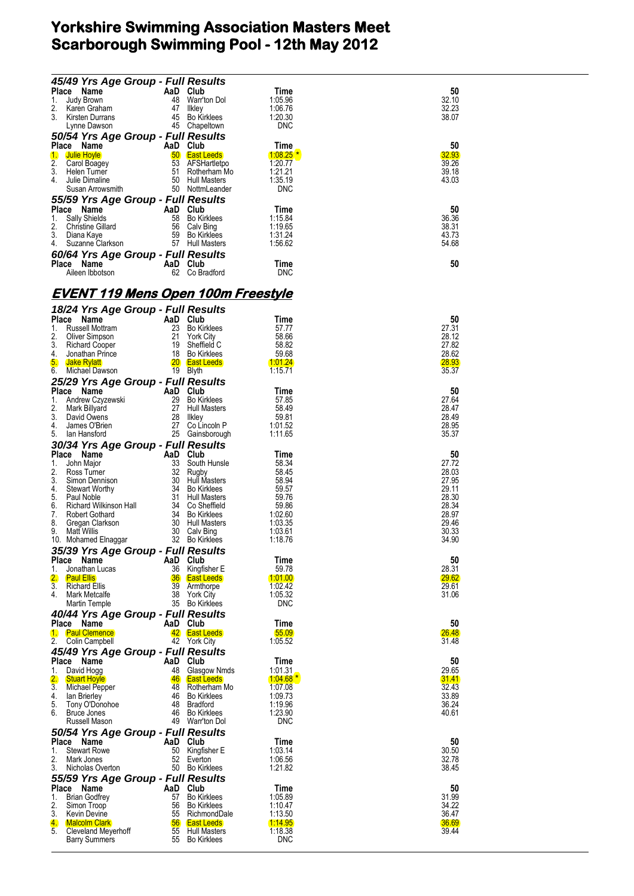# Yorkshire Swimming Association Masters Meet
# Scarborough Swimming Pool - 12th May 2012

### *45/49 Yrs Age Group - Full Results*

| Place | Name | AaD | Club | Time | 50 |
|---|---|---|---|---|---|
| 1. | Judy Brown | 48 | Warr'ton Dol | 1:05.96 | 32.10 |
| 2. | Karen Graham | 47 | Ilkley | 1:06.76 | 32.23 |
| 3. | Kirsten Durrans | 45 | Bo Kirklees | 1:20.30 | 38.07 |
| | Lynne Dawson | 45 | Chapeltown | DNC | |

### *50/54 Yrs Age Group - Full Results*

| Place | Name | AaD | Club | Time | 50 |
|---|---|---|---|---|---|
| 1. | Julie Hoyle | 50 | East Leeds | 1:08.25 * | 32.93 |
| 2. | Carol Boagey | 53 | AFSHartletpo | 1:20.77 | 39.26 |
| 3. | Helen Turner | 51 | Rotherham Mo | 1:21.21 | 39.18 |
| 4. | Julie Dimaline | 50 | Hull Masters | 1:35.19 | 43.03 |
| | Susan Arrowsmith | 50 | NottmLeander | DNC | |

### *55/59 Yrs Age Group - Full Results*

| Place | Name | AaD | Club | Time | 50 |
|---|---|---|---|---|---|
| 1. | Sally Shields | 58 | Bo Kirklees | 1:15.84 | 36.36 |
| 2. | Christine Gillard | 56 | Calv Bing | 1:19.65 | 38.31 |
| 3. | Diana Kaye | 59 | Bo Kirklees | 1:31.24 | 43.73 |
| 4. | Suzanne Clarkson | 57 | Hull Masters | 1:56.62 | 54.68 |

### *60/64 Yrs Age Group - Full Results*

| Place | Name | AaD | Club | Time | 50 |
|---|---|---|---|---|---|
| | Aileen Ibbotson | 62 | Co Bradford | DNC | |

## EVENT 119 Mens Open 100m Freestyle

### *18/24 Yrs Age Group - Full Results*

| Place | Name | AaD | Club | Time | 50 |
|---|---|---|---|---|---|
| 1. | Russell Mottram | 23 | Bo Kirklees | 57.77 | 27.31 |
| 2. | Oliver Simpson | 21 | York City | 58.66 | 28.12 |
| 3. | Richard Cooper | 19 | Sheffield C | 58.82 | 27.82 |
| 4. | Jonathan Prince | 18 | Bo Kirklees | 59.68 | 28.62 |
| 5. | Jake Rylatt | 20 | East Leeds | 1:01.24 | 28.93 |
| 6. | Michael Dawson | 19 | Blyth | 1:15.71 | 35.37 |

### *25/29 Yrs Age Group - Full Results*

| Place | Name | AaD | Club | Time | 50 |
|---|---|---|---|---|---|
| 1. | Andrew Czyzewski | 29 | Bo Kirklees | 57.85 | 27.64 |
| 2. | Mark Billyard | 27 | Hull Masters | 58.49 | 28.47 |
| 3. | David Owens | 28 | Ilkley | 59.81 | 28.49 |
| 4. | James O'Brien | 27 | Co Lincoln P | 1:01.52 | 28.95 |
| 5. | Ian Hansford | 25 | Gainsborough | 1:11.65 | 35.37 |

### *30/34 Yrs Age Group - Full Results*

| Place | Name | AaD | Club | Time | 50 |
|---|---|---|---|---|---|
| 1. | John Major | 33 | South Hunsle | 58.34 | 27.72 |
| 2. | Ross Turner | 32 | Rugby | 58.45 | 28.03 |
| 3. | Simon Dennison | 30 | Hull Masters | 58.94 | 27.95 |
| 4. | Stewart Worthy | 34 | Bo Kirklees | 59.57 | 29.11 |
| 5. | Paul Noble | 31 | Hull Masters | 59.76 | 28.30 |
| 6. | Richard Wilkinson Hall | 34 | Co Sheffield | 59.86 | 28.34 |
| 7. | Robert Gothard | 34 | Bo Kirklees | 1:02.60 | 28.97 |
| 8. | Gregan Clarkson | 30 | Hull Masters | 1:03.35 | 29.46 |
| 9. | Matt Willis | 30 | Calv Bing | 1:03.61 | 30.33 |
| 10. | Mohamed Elnaggar | 32 | Bo Kirklees | 1:18.76 | 34.90 |

### *35/39 Yrs Age Group - Full Results*

| Place | Name | AaD | Club | Time | 50 |
|---|---|---|---|---|---|
| 1. | Jonathan Lucas | 36 | Kingfisher E | 59.78 | 28.31 |
| 2. | Paul Ellis | 36 | East Leeds | 1:01.00 | 29.62 |
| 3. | Richard Ellis | 39 | Armthorpe | 1:02.42 | 29.61 |
| 4. | Mark Metcalfe | 38 | York City | 1:05.32 | 31.06 |
| | Martin Temple | 35 | Bo Kirklees | DNC | |

### *40/44 Yrs Age Group - Full Results*

| Place | Name | AaD | Club | Time | 50 |
|---|---|---|---|---|---|
| 1. | Paul Clemence | 42 | East Leeds | 55.09 | 26.48 |
| 2. | Colin Campbell | 42 | York City | 1:05.52 | 31.48 |

### *45/49 Yrs Age Group - Full Results*

| Place | Name | AaD | Club | Time | 50 |
|---|---|---|---|---|---|
| 1. | David Hogg | 48 | Glasgow Nmds | 1:01.31 | 29.65 |
| 2. | Stuart Hoyle | 46 | East Leeds | 1:04.68 * | 31.41 |
| 3. | Michael Pepper | 48 | Rotherham Mo | 1:07.08 | 32.43 |
| 4. | Ian Brierley | 46 | Bo Kirklees | 1:09.73 | 33.89 |
| 5. | Tony O'Donohoe | 48 | Bradford | 1:19.96 | 36.24 |
| 6. | Bruce Jones | 46 | Bo Kirklees | 1:23.90 | 40.61 |
| | Russell Mason | 49 | Warr'ton Dol | DNC | |

### *50/54 Yrs Age Group - Full Results*

| Place | Name | AaD | Club | Time | 50 |
|---|---|---|---|---|---|
| 1. | Stewart Rowe | 50 | Kingfisher E | 1:03.14 | 30.50 |
| 2. | Mark Jones | 52 | Everton | 1:06.56 | 32.78 |
| 3. | Nicholas Overton | 50 | Bo Kirklees | 1:21.82 | 38.45 |

### *55/59 Yrs Age Group - Full Results*

| Place | Name | AaD | Club | Time | 50 |
|---|---|---|---|---|---|
| 1. | Brian Godfrey | 57 | Bo Kirklees | 1:05.89 | 31.99 |
| 2. | Simon Troop | 56 | Bo Kirklees | 1:10.47 | 34.22 |
| 3. | Kevin Devine | 55 | RichmondDale | 1:13.50 | 36.47 |
| 4. | Malcolm Clark | 56 | East Leeds | 1:14.95 | 36.69 |
| 5. | Cleveland Meyerhoff | 55 | Hull Masters | 1:18.38 | 39.44 |
| | Barry Summers | 55 | Bo Kirklees | DNC | |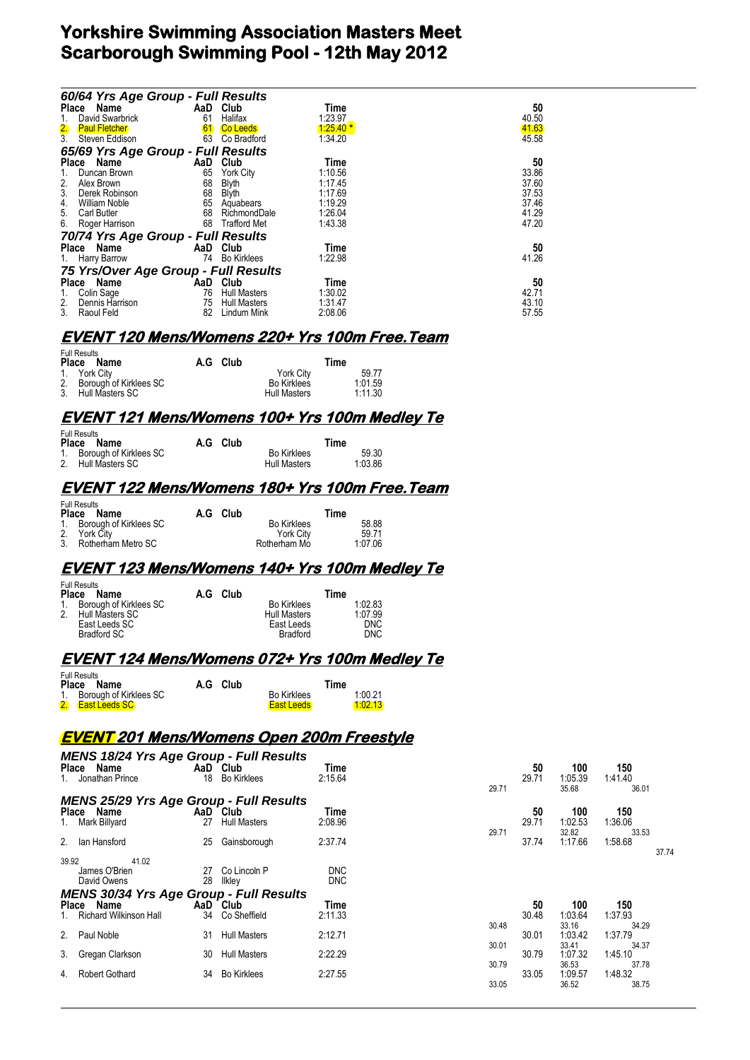### 60/64 Yrs Age Group - Full Results

| Place | Name | AaD | Club | Time | 50 |
|---|---|---|---|---|---|
| 1. | David Swarbrick | 61 | Halifax | 1:23.97 | 40.50 |
| 2. | Paul Fletcher | 61 | Co Leeds | 1:25.40 * | 41.63 |
| 3. | Steven Eddison | 63 | Co Bradford | 1:34.20 | 45.58 |

### 65/69 Yrs Age Group - Full Results

| Place | Name | AaD | Club | Time | 50 |
|---|---|---|---|---|---|
| 1. | Duncan Brown | 65 | York City | 1:10.56 | 33.86 |
| 2. | Alex Brown | 68 | Blyth | 1:17.45 | 37.60 |
| 3. | Derek Robinson | 68 | Blyth | 1:17.69 | 37.53 |
| 4. | William Noble | 65 | Aquabears | 1:19.29 | 37.46 |
| 5. | Carl Butler | 68 | RichmondDale | 1:26.04 | 41.29 |
| 6. | Roger Harrison | 68 | Trafford Met | 1:43.38 | 47.20 |

### 70/74 Yrs Age Group - Full Results

| Place | Name | AaD | Club | Time | 50 |
|---|---|---|---|---|---|
| 1. | Harry Barrow | 74 | Bo Kirklees | 1:22.98 | 41.26 |

### 75 Yrs/Over Age Group - Full Results

| Place | Name | AaD | Club | Time | 50 |
|---|---|---|---|---|---|
| 1. | Colin Sage | 76 | Hull Masters | 1:30.02 | 42.71 |
| 2. | Dennis Harrison | 75 | Hull Masters | 1:31.47 | 43.10 |
| 3. | Raoul Feld | 82 | Lindum Mink | 2:08.06 | 57.55 |

## EVENT 120 Mens/Womens 220+ Yrs 100m Free.Team

Full Results

| Place | Name | A.G | Club | Time |
|---|---|---|---|---|
| 1. | York City | | York City | 59.77 |
| 2. | Borough of Kirklees SC | | Bo Kirklees | 1:01.59 |
| 3. | Hull Masters SC | | Hull Masters | 1:11.30 |

## EVENT 121 Mens/Womens 100+ Yrs 100m Medley Te

Full Results

| Place | Name | A.G | Club | Time |
|---|---|---|---|---|
| 1. | Borough of Kirklees SC | | Bo Kirklees | 59.30 |
| 2. | Hull Masters SC | | Hull Masters | 1:03.86 |

## EVENT 122 Mens/Womens 180+ Yrs 100m Free.Team

Full Results

| Place | Name | A.G | Club | Time |
|---|---|---|---|---|
| 1. | Borough of Kirklees SC | | Bo Kirklees | 58.88 |
| 2. | York City | | York City | 59.71 |
| 3. | Rotherham Metro SC | | Rotherham Mo | 1:07.06 |

## EVENT 123 Mens/Womens 140+ Yrs 100m Medley Te

Full Results

| Place | Name | A.G | Club | Time |
|---|---|---|---|---|
| 1. | Borough of Kirklees SC | | Bo Kirklees | 1:02.83 |
| 2. | Hull Masters SC | | Hull Masters | 1:07.99 |
| | East Leeds SC | | East Leeds | DNC |
| | Bradford SC | | Bradford | DNC |

## EVENT 124 Mens/Womens 072+ Yrs 100m Medley Te

Full Results

| Place | Name | A.G | Club | Time |
|---|---|---|---|---|
| 1. | Borough of Kirklees SC | | Bo Kirklees | 1:00.21 |
| 2. | East Leeds SC | | East Leeds | 1:02.13 |

## EVENT 201 Mens/Womens Open 200m Freestyle

### MENS 18/24 Yrs Age Group - Full Results

| Place | Name | AaD | Club | Time | 50 | 100 | 150 |
|---|---|---|---|---|---|---|---|
| 1. | Jonathan Prince | 18 | Bo Kirklees | 2:15.64 | 29.71 | 1:05.39 | 1:41.40 |
| | | | | | 29.71 | 35.68 | 36.01 |

### MENS 25/29 Yrs Age Group - Full Results

| Place | Name | AaD | Club | Time | 50 | 100 | 150 |
|---|---|---|---|---|---|---|---|
| 1. | Mark Billyard | 27 | Hull Masters | 2:08.96 | 29.71 | 1:02.53 | 1:36.06 |
| | | | | | 29.71 | 32.82 | 33.53 |
| 2. | Ian Hansford | 25 | Gainsborough | 2:37.74 | 37.74 | 1:17.66 | 1:58.68 |
| | | | | | 37.74 | 39.92 | 41.02 |
| | James O'Brien | 27 | Co Lincoln P | DNC | | | |
| | David Owens | 28 | Ilkley | DNC | | | |

### MENS 30/34 Yrs Age Group - Full Results

| Place | Name | AaD | Club | Time | 50 | 100 | 150 |
|---|---|---|---|---|---|---|---|
| 1. | Richard Wilkinson Hall | 34 | Co Sheffield | 2:11.33 | 30.48 | 1:03.64 | 1:37.93 |
| | | | | | 30.48 | 33.16 | 34.29 |
| 2. | Paul Noble | 31 | Hull Masters | 2:12.71 | 30.01 | 1:03.42 | 1:37.79 |
| | | | | | 30.01 | 33.41 | 34.37 |
| 3. | Gregan Clarkson | 30 | Hull Masters | 2:22.29 | 30.79 | 1:07.32 | 1:45.10 |
| | | | | | 30.79 | 36.53 | 37.78 |
| 4. | Robert Gothard | 34 | Bo Kirklees | 2:27.55 | 33.05 | 1:09.57 | 1:48.32 |
| | | | | | 33.05 | 36.52 | 38.75 |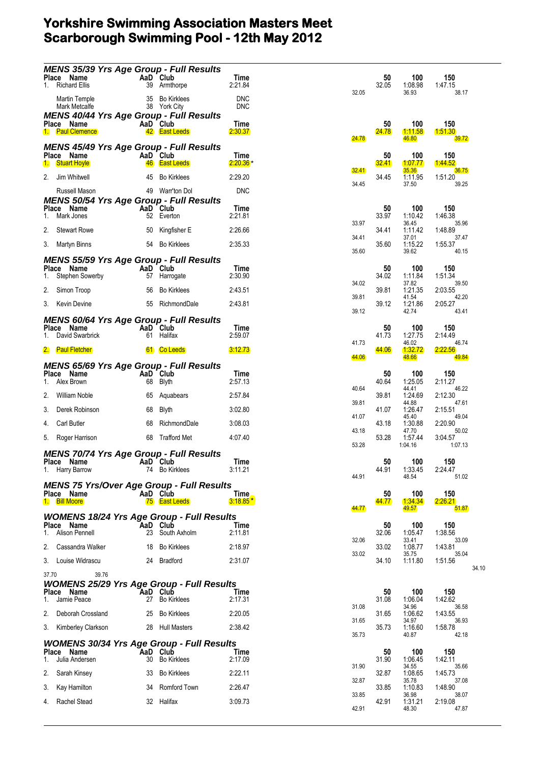# Yorkshire Swimming Association Masters Meet
# Scarborough Swimming Pool - 12th May 2012

### MENS 35/39 Yrs Age Group - Full Results

| Place | Name | AaD | Club | Time | | 50 | 100 | 150 |
|---|---|---|---|---|---|---|---|---|
| 1. | Richard Ellis | 39 | Armthorpe | 2:21.84 | | 32.05 | 1:08.98 | 1:47.15 |
| | | | | | 32.05 | | 36.93 | 38.17 |
| | Martin Temple | 35 | Bo Kirklees | DNC | | | | |
| | Mark Metcalfe | 38 | York City | DNC | | | | |

### MENS 40/44 Yrs Age Group - Full Results

| Place | Name | AaD | Club | Time | | 50 | 100 | 150 |
|---|---|---|---|---|---|---|---|---|
| 1. | Paul Clemence | 42 | East Leeds | 2:30.37 | | 24.78 | 1:11.58 | 1:51.30 |
| | | | | | 24.78 | | 46.80 | 39.72 |

### MENS 45/49 Yrs Age Group - Full Results

| Place | Name | AaD | Club | Time | | 50 | 100 | 150 |
|---|---|---|---|---|---|---|---|---|
| 1. | Stuart Hoyle | 46 | East Leeds | 2:20.36 * | | 32.41 | 1:07.77 | 1:44.52 |
| | | | | | 32.41 | | 35.36 | 36.75 |
| 2. | Jim Whitwell | 45 | Bo Kirklees | 2:29.20 | | 34.45 | 1:11.95 | 1:51.20 |
| | | | | | 34.45 | | 37.50 | 39.25 |
| | Russell Mason | 49 | Warr'ton Dol | DNC | | | | |

### MENS 50/54 Yrs Age Group - Full Results

| Place | Name | AaD | Club | Time | | 50 | 100 | 150 |
|---|---|---|---|---|---|---|---|---|
| 1. | Mark Jones | 52 | Everton | 2:21.81 | | 33.97 | 1:10.42 | 1:46.38 |
| | | | | | 33.97 | | 36.45 | 35.96 |
| 2. | Stewart Rowe | 50 | Kingfisher E | 2:26.66 | | 34.41 | 1:11.42 | 1:48.89 |
| | | | | | 34.41 | | 37.01 | 37.47 |
| 3. | Martyn Binns | 54 | Bo Kirklees | 2:35.33 | | 35.60 | 1:15.22 | 1:55.37 |
| | | | | | 35.60 | | 39.62 | 40.15 |

### MENS 55/59 Yrs Age Group - Full Results

| Place | Name | AaD | Club | Time | | 50 | 100 | 150 |
|---|---|---|---|---|---|---|---|---|
| 1. | Stephen Sowerby | 57 | Harrogate | 2:30.90 | | 34.02 | 1:11.84 | 1:51.34 |
| | | | | | 34.02 | | 37.82 | 39.50 |
| 2. | Simon Troop | 56 | Bo Kirklees | 2:43.51 | | 39.81 | 1:21.35 | 2:03.55 |
| | | | | | 39.81 | | 41.54 | 42.20 |
| 3. | Kevin Devine | 55 | RichmondDale | 2:43.81 | | 39.12 | 1:21.86 | 2:05.27 |
| | | | | | 39.12 | | 42.74 | 43.41 |

### MENS 60/64 Yrs Age Group - Full Results

| Place | Name | AaD | Club | Time | | 50 | 100 | 150 |
|---|---|---|---|---|---|---|---|---|
| 1. | David Swarbrick | 61 | Halifax | 2:59.07 | | 41.73 | 1:27.75 | 2:14.49 |
| | | | | | 41.73 | | 46.02 | 46.74 |
| 2. | Paul Fletcher | 61 | Co Leeds | 3:12.73 | | 44.06 | 1:32.72 | 2:22.56 |
| | | | | | 44.06 | | 48.66 | 49.84 |

### MENS 65/69 Yrs Age Group - Full Results

| Place | Name | AaD | Club | Time | | 50 | 100 | 150 |
|---|---|---|---|---|---|---|---|---|
| 1. | Alex Brown | 68 | Blyth | 2:57.13 | | 40.64 | 1:25.05 | 2:11.27 |
| | | | | | 40.64 | | 44.41 | 46.22 |
| 2. | William Noble | 65 | Aquabears | 2:57.84 | | 39.81 | 1:24.69 | 2:12.30 |
| | | | | | 39.81 | | 44.88 | 47.61 |
| 3. | Derek Robinson | 68 | Blyth | 3:02.80 | | 41.07 | 1:26.47 | 2:15.51 |
| | | | | | 41.07 | | 45.40 | 49.04 |
| 4. | Carl Butler | 68 | RichmondDale | 3:08.03 | | 43.18 | 1:30.88 | 2:20.90 |
| | | | | | 43.18 | | 47.70 | 50.02 |
| 5. | Roger Harrison | 68 | Trafford Met | 4:07.40 | | 53.28 | 1:57.44 | 3:04.57 |
| | | | | | 53.28 | | 1:04.16 | 1:07.13 |

### MENS 70/74 Yrs Age Group - Full Results

| Place | Name | AaD | Club | Time | | 50 | 100 | 150 |
|---|---|---|---|---|---|---|---|---|
| 1. | Harry Barrow | 74 | Bo Kirklees | 3:11.21 | | 44.91 | 1:33.45 | 2:24.47 |
| | | | | | 44.91 | | 48.54 | 51.02 |

### MENS 75 Yrs/Over Age Group - Full Results

| Place | Name | AaD | Club | Time | | 50 | 100 | 150 |
|---|---|---|---|---|---|---|---|---|
| 1. | Bill Moore | 75 | East Leeds | 3:18.85* | | 44.77 | 1:34.34 | 2:26.21 |
| | | | | | 44.77 | | 49.57 | 51.87 |

### WOMENS 18/24 Yrs Age Group - Full Results

| Place | Name | AaD | Club | Time | | 50 | 100 | 150 |
|---|---|---|---|---|---|---|---|---|
| 1. | Alison Pennell | 23 | South Axholm | 2:11.81 | | 32.06 | 1:05.47 | 1:38.56 |
| | | | | | 32.06 | | 33.41 | 33.09 |
| 2. | Cassandra Walker | 18 | Bo Kirklees | 2:18.97 | | 33.02 | 1:08.77 | 1:43.81 |
| | | | | | 33.02 | | 35.75 | 35.04 |
| 3. | Louise Widrascu | 24 | Bradford | 2:31.07 | | 34.10 | 1:11.80 | 1:51.56 |
| | | | | | 34.10 | | 37.70 | 39.76 |

### WOMENS 25/29 Yrs Age Group - Full Results

| Place | Name | AaD | Club | Time | | 50 | 100 | 150 |
|---|---|---|---|---|---|---|---|---|
| 1. | Jamie Peace | 27 | Bo Kirklees | 2:17.31 | | 31.08 | 1:06.04 | 1:42.62 |
| | | | | | 31.08 | | 34.96 | 36.58 |
| 2. | Deborah Crossland | 25 | Bo Kirklees | 2:20.05 | | 31.65 | 1:06.62 | 1:43.55 |
| | | | | | 31.65 | | 34.97 | 36.93 |
| 3. | Kimberley Clarkson | 28 | Hull Masters | 2:38.42 | | 35.73 | 1:16.60 | 1:58.78 |
| | | | | | 35.73 | | 40.87 | 42.18 |

### WOMENS 30/34 Yrs Age Group - Full Results

| Place | Name | AaD | Club | Time | | 50 | 100 | 150 |
|---|---|---|---|---|---|---|---|---|
| 1. | Julia Andersen | 30 | Bo Kirklees | 2:17.09 | | 31.90 | 1:06.45 | 1:42.11 |
| | | | | | 31.90 | | 34.55 | 35.66 |
| 2. | Sarah Kinsey | 33 | Bo Kirklees | 2:22.11 | | 32.87 | 1:08.65 | 1:45.73 |
| | | | | | 32.87 | | 35.78 | 37.08 |
| 3. | Kay Hamilton | 34 | Romford Town | 2:26.47 | | 33.85 | 1:10.83 | 1:48.90 |
| | | | | | 33.85 | | 36.98 | 38.07 |
| 4. | Rachel Stead | 32 | Halifax | 3:09.73 | | 42.91 | 1:31.21 | 2:19.08 |
| | | | | | 42.91 | | 48.30 | 47.87 |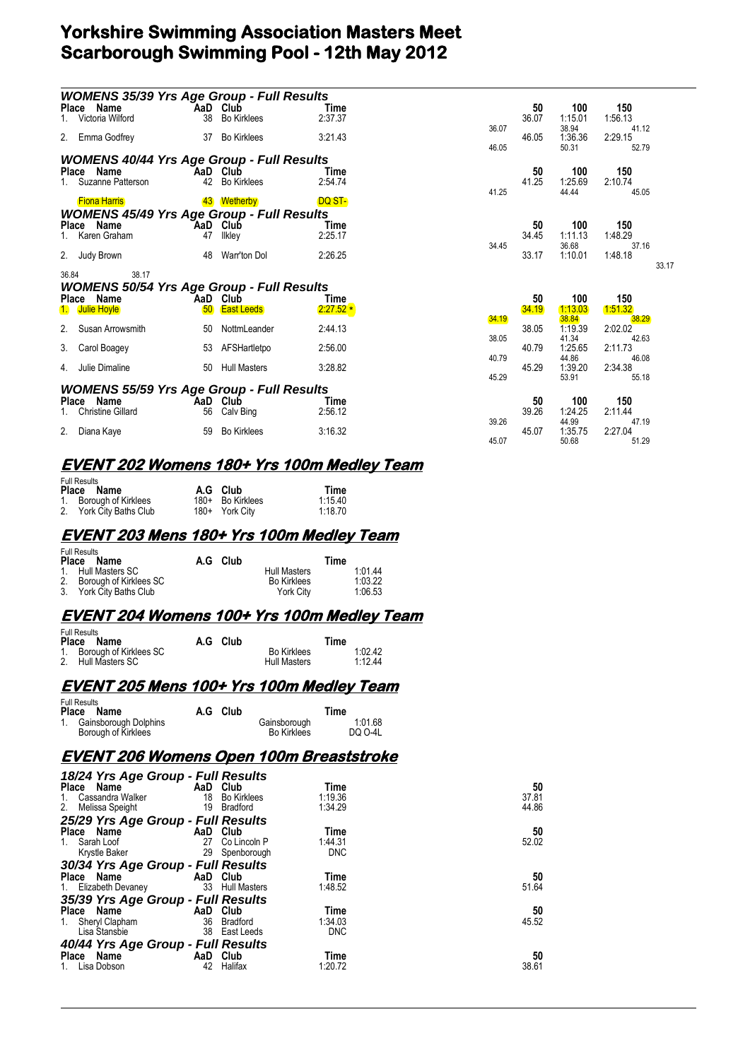# Yorkshire Swimming Association Masters Meet
# Scarborough Swimming Pool - 12th May 2012

### WOMENS 35/39 Yrs Age Group - Full Results

| Place | Name | AaD | Club | Time | 50 | 100 | 150 |
|---|---|---|---|---|---|---|---|
| 1. | Victoria Wilford | 38 | Bo Kirklees | 2:37.37 | 36.07 | 1:15.01 | 1:56.13 |
| | | | | | 36.07 | 38.94 | 41.12 |
| 2. | Emma Godfrey | 37 | Bo Kirklees | 3:21.43 | 46.05 | 1:36.36 | 2:29.15 |
| | | | | | 46.05 | 50.31 | 52.79 |

### WOMENS 40/44 Yrs Age Group - Full Results

| Place | Name | AaD | Club | Time | 50 | 100 | 150 |
|---|---|---|---|---|---|---|---|
| 1. | Suzanne Patterson | 42 | Bo Kirklees | 2:54.74 | 41.25 | 1:25.69 | 2:10.74 |
| | | | | | 41.25 | 44.44 | 45.05 |
| | Fiona Harris | 43 | Wetherby | DQ ST- | | | |

### WOMENS 45/49 Yrs Age Group - Full Results

| Place | Name | AaD | Club | Time | 50 | 100 | 150 |
|---|---|---|---|---|---|---|---|
| 1. | Karen Graham | 47 | Ilkley | 2:25.17 | 34.45 | 1:11.13 | 1:48.29 |
| | | | | | 34.45 | 36.68 | 37.16 |
| 2. | Judy Brown | 48 | Warr'ton Dol | 2:26.25 | 33.17 | 1:10.01 | 1:48.18 |
| | | | | | 33.17 | 36.84 | 38.17 |

### WOMENS 50/54 Yrs Age Group - Full Results

| Place | Name | AaD | Club | Time | 50 | 100 | 150 |
|---|---|---|---|---|---|---|---|
| 1. | Julie Hoyle | 50 | East Leeds | 2:27.52 * | 34.19 | 1:13.03 | 1:51.32 |
| | | | | | 34.19 | 38.84 | 38.29 |
| 2. | Susan Arrowsmith | 50 | NottmLeander | 2:44.13 | 38.05 | 1:19.39 | 2:02.02 |
| | | | | | 38.05 | 41.34 | 42.63 |
| 3. | Carol Boagey | 53 | AFSHartletpo | 2:56.00 | 40.79 | 1:25.65 | 2:11.73 |
| | | | | | 40.79 | 44.86 | 46.08 |
| 4. | Julie Dimaline | 50 | Hull Masters | 3:28.82 | 45.29 | 1:39.20 | 2:34.38 |
| | | | | | 45.29 | 53.91 | 55.18 |

### WOMENS 55/59 Yrs Age Group - Full Results

| Place | Name | AaD | Club | Time | 50 | 100 | 150 |
|---|---|---|---|---|---|---|---|
| 1. | Christine Gillard | 56 | Calv Bing | 2:56.12 | 39.26 | 1:24.25 | 2:11.44 |
| | | | | | 39.26 | 44.99 | 47.19 |
| 2. | Diana Kaye | 59 | Bo Kirklees | 3:16.32 | 45.07 | 1:35.75 | 2:27.04 |
| | | | | | 45.07 | 50.68 | 51.29 |

## EVENT 202 Womens 180+ Yrs 100m Medley Team

Full Results

| Place | Name | A.G | Club | Time |
|---|---|---|---|---|
| 1. | Borough of Kirklees | 180+ | Bo Kirklees | 1:15.40 |
| 2. | York City Baths Club | 180+ | York City | 1:18.70 |

## EVENT 203 Mens 180+ Yrs 100m Medley Team

Full Results

| Place | Name | A.G | Club | Time |
|---|---|---|---|---|
| 1. | Hull Masters SC | | Hull Masters | 1:01.44 |
| 2. | Borough of Kirklees SC | | Bo Kirklees | 1:03.22 |
| 3. | York City Baths Club | | York City | 1:06.53 |

## EVENT 204 Womens 100+ Yrs 100m Medley Team

Full Results

| Place | Name | A.G | Club | Time |
|---|---|---|---|---|
| 1. | Borough of Kirklees SC | | Bo Kirklees | 1:02.42 |
| 2. | Hull Masters SC | | Hull Masters | 1:12.44 |

## EVENT 205 Mens 100+ Yrs 100m Medley Team

Full Results

| Place | Name | A.G | Club | Time |
|---|---|---|---|---|
| 1. | Gainsborough Dolphins | | Gainsborough | 1:01.68 |
| | Borough of Kirklees | | Bo Kirklees | DQ O-4L |

## EVENT 206 Womens Open 100m Breaststroke

### 18/24 Yrs Age Group - Full Results

| Place | Name | AaD | Club | Time | 50 |
|---|---|---|---|---|---|
| 1. | Cassandra Walker | 18 | Bo Kirklees | 1:19.36 | 37.81 |
| 2. | Melissa Speight | 19 | Bradford | 1:34.29 | 44.86 |

### 25/29 Yrs Age Group - Full Results

| Place | Name | AaD | Club | Time | 50 |
|---|---|---|---|---|---|
| 1. | Sarah Loof | 27 | Co Lincoln P | 1:44.31 | 52.02 |
| | Krystle Baker | 29 | Spenborough | DNC | |

### 30/34 Yrs Age Group - Full Results

| Place | Name | AaD | Club | Time | 50 |
|---|---|---|---|---|---|
| 1. | Elizabeth Devaney | 33 | Hull Masters | 1:48.52 | 51.64 |

### 35/39 Yrs Age Group - Full Results

| Place | Name | AaD | Club | Time | 50 |
|---|---|---|---|---|---|
| 1. | Sheryl Clapham | 36 | Bradford | 1:34.03 | 45.52 |
| | Lisa Stansbie | 38 | East Leeds | DNC | |

### 40/44 Yrs Age Group - Full Results

| Place | Name | AaD | Club | Time | 50 |
|---|---|---|---|---|---|
| 1. | Lisa Dobson | 42 | Halifax | 1:20.72 | 38.61 |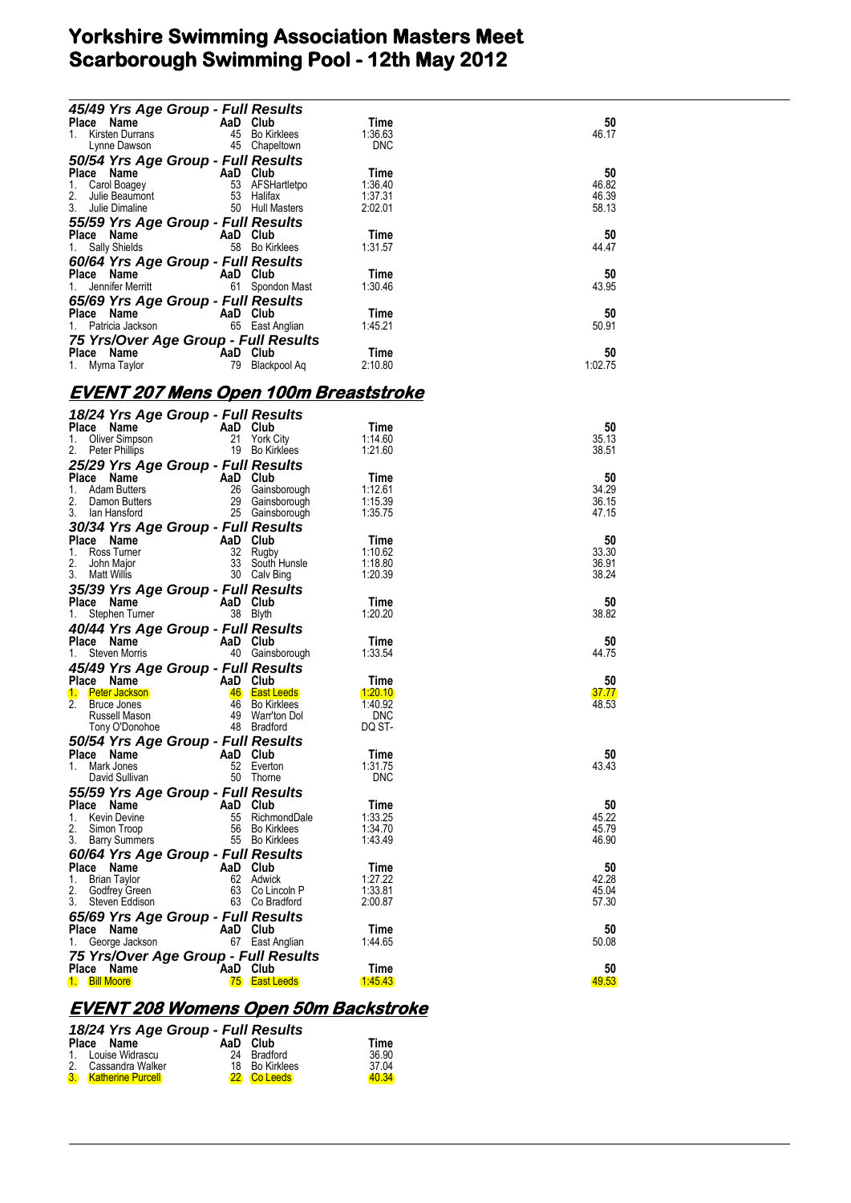# Yorkshire Swimming Association Masters Meet
# Scarborough Swimming Pool - 12th May 2012

### 45/49 Yrs Age Group - Full Results

| Place | Name | AaD | Club | Time | 50 |
|---|---|---|---|---|---|
| 1. | Kirsten Durrans | 45 | Bo Kirklees | 1:36.63 | 46.17 |
| | Lynne Dawson | 45 | Chapeltown | DNC | |

### 50/54 Yrs Age Group - Full Results

| Place | Name | AaD | Club | Time | 50 |
|---|---|---|---|---|---|
| 1. | Carol Boagey | 53 | AFSHartletpo | 1:36.40 | 46.82 |
| 2. | Julie Beaumont | 53 | Halifax | 1:37.31 | 46.39 |
| 3. | Julie Dimaline | 50 | Hull Masters | 2:02.01 | 58.13 |

### 55/59 Yrs Age Group - Full Results

| Place | Name | AaD | Club | Time | 50 |
|---|---|---|---|---|---|
| 1. | Sally Shields | 58 | Bo Kirklees | 1:31.57 | 44.47 |

### 60/64 Yrs Age Group - Full Results

| Place | Name | AaD | Club | Time | 50 |
|---|---|---|---|---|---|
| 1. | Jennifer Merritt | 61 | Spondon Mast | 1:30.46 | 43.95 |

### 65/69 Yrs Age Group - Full Results

| Place | Name | AaD | Club | Time | 50 |
|---|---|---|---|---|---|
| 1. | Patricia Jackson | 65 | East Anglian | 1:45.21 | 50.91 |

### 75 Yrs/Over Age Group - Full Results

| Place | Name | AaD | Club | Time | 50 |
|---|---|---|---|---|---|
| 1. | Myrna Taylor | 79 | Blackpool Aq | 2:10.80 | 1:02.75 |

## EVENT 207 Mens Open 100m Breaststroke

### 18/24 Yrs Age Group - Full Results

| Place | Name | AaD | Club | Time | 50 |
|---|---|---|---|---|---|
| 1. | Oliver Simpson | 21 | York City | 1:14.60 | 35.13 |
| 2. | Peter Phillips | 19 | Bo Kirklees | 1:21.60 | 38.51 |

### 25/29 Yrs Age Group - Full Results

| Place | Name | AaD | Club | Time | 50 |
|---|---|---|---|---|---|
| 1. | Adam Butters | 26 | Gainsborough | 1:12.61 | 34.29 |
| 2. | Damon Butters | 29 | Gainsborough | 1:15.39 | 36.15 |
| 3. | Ian Hansford | 25 | Gainsborough | 1:35.75 | 47.15 |

### 30/34 Yrs Age Group - Full Results

| Place | Name | AaD | Club | Time | 50 |
|---|---|---|---|---|---|
| 1. | Ross Turner | 32 | Rugby | 1:10.62 | 33.30 |
| 2. | John Major | 33 | South Hunsle | 1:18.80 | 36.91 |
| 3. | Matt Willis | 30 | Calv Bing | 1:20.39 | 38.24 |

### 35/39 Yrs Age Group - Full Results

| Place | Name | AaD | Club | Time | 50 |
|---|---|---|---|---|---|
| 1. | Stephen Turner | 38 | Blyth | 1:20.20 | 38.82 |

### 40/44 Yrs Age Group - Full Results

| Place | Name | AaD | Club | Time | 50 |
|---|---|---|---|---|---|
| 1. | Steven Morris | 40 | Gainsborough | 1:33.54 | 44.75 |

### 45/49 Yrs Age Group - Full Results

| Place | Name | AaD | Club | Time | 50 |
|---|---|---|---|---|---|
| 1. | Peter Jackson | 46 | East Leeds | 1:20.10 | 37.77 |
| 2. | Bruce Jones | 46 | Bo Kirklees | 1:40.92 | 48.53 |
| | Russell Mason | 49 | Warr'ton Dol | DNC | |
| | Tony O'Donohoe | 48 | Bradford | DQ ST- | |

### 50/54 Yrs Age Group - Full Results

| Place | Name | AaD | Club | Time | 50 |
|---|---|---|---|---|---|
| 1. | Mark Jones | 52 | Everton | 1:31.75 | 43.43 |
| | David Sullivan | 50 | Thorne | DNC | |

### 55/59 Yrs Age Group - Full Results

| Place | Name | AaD | Club | Time | 50 |
|---|---|---|---|---|---|
| 1. | Kevin Devine | 55 | RichmondDale | 1:33.25 | 45.22 |
| 2. | Simon Troop | 56 | Bo Kirklees | 1:34.70 | 45.79 |
| 3. | Barry Summers | 55 | Bo Kirklees | 1:43.49 | 46.90 |

### 60/64 Yrs Age Group - Full Results

| Place | Name | AaD | Club | Time | 50 |
|---|---|---|---|---|---|
| 1. | Brian Taylor | 62 | Adwick | 1:27.22 | 42.28 |
| 2. | Godfrey Green | 63 | Co Lincoln P | 1:33.81 | 45.04 |
| 3. | Steven Eddison | 63 | Co Bradford | 2:00.87 | 57.30 |

### 65/69 Yrs Age Group - Full Results

| Place | Name | AaD | Club | Time | 50 |
|---|---|---|---|---|---|
| 1. | George Jackson | 67 | East Anglian | 1:44.65 | 50.08 |

### 75 Yrs/Over Age Group - Full Results

| Place | Name | AaD | Club | Time | 50 |
|---|---|---|---|---|---|
| 1. | Bill Moore | 75 | East Leeds | 1:45.43 | 49.53 |

## EVENT 208 Womens Open 50m Backstroke

### 18/24 Yrs Age Group - Full Results

| Place | Name | AaD | Club | Time |
|---|---|---|---|---|
| 1. | Louise Widrascu | 24 | Bradford | 36.90 |
| 2. | Cassandra Walker | 18 | Bo Kirklees | 37.04 |
| 3. | Katherine Purcell | 22 | Co Leeds | 40.34 |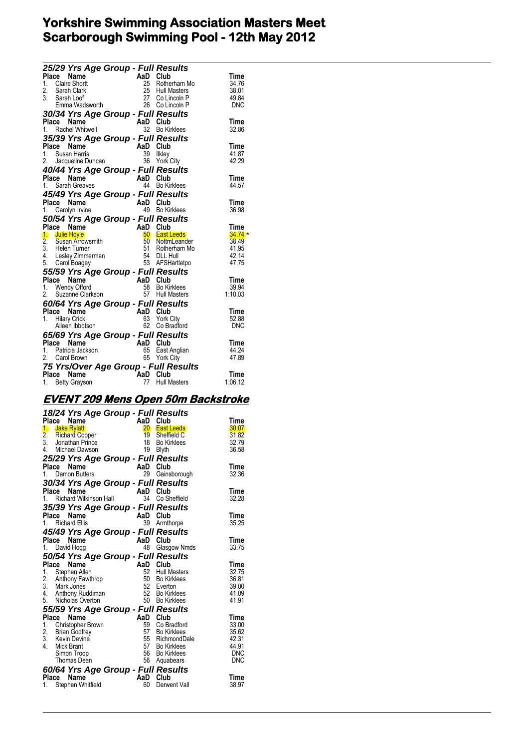# Yorkshire Swimming Association Masters Meet
# Scarborough Swimming Pool - 12th May 2012

### 25/29 Yrs Age Group - Full Results

| Place | Name | AaD | Club | Time |
|---|---|---|---|---|
| 1. | Claire Shortt | 25 | Rotherham Mo | 34.76 |
| 2. | Sarah Clark | 25 | Hull Masters | 38.01 |
| 3. | Sarah Loof | 27 | Co Lincoln P | 49.84 |
| | Emma Wadsworth | 26 | Co Lincoln P | DNC |

### 30/34 Yrs Age Group - Full Results

| Place | Name | AaD | Club | Time |
|---|---|---|---|---|
| 1. | Rachel Whitwell | 32 | Bo Kirklees | 32.86 |

### 35/39 Yrs Age Group - Full Results

| Place | Name | AaD | Club | Time |
|---|---|---|---|---|
| 1. | Susan Harris | 39 | Ilkley | 41.87 |
| 2. | Jacqueline Duncan | 36 | York City | 42.29 |

### 40/44 Yrs Age Group - Full Results

| Place | Name | AaD | Club | Time |
|---|---|---|---|---|
| 1. | Sarah Greaves | 44 | Bo Kirklees | 44.57 |

### 45/49 Yrs Age Group - Full Results

| Place | Name | AaD | Club | Time |
|---|---|---|---|---|
| 1. | Carolyn Irvine | 49 | Bo Kirklees | 36.98 |

### 50/54 Yrs Age Group - Full Results

| Place | Name | AaD | Club | Time |
|---|---|---|---|---|
| 1. | Julie Hoyle | 50 | East Leeds | 34.74 * |
| 2. | Susan Arrowsmith | 50 | NottmLeander | 38.49 |
| 3. | Helen Turner | 51 | Rotherham Mo | 41.95 |
| 4. | Lesley Zimmerman | 54 | DLL Hull | 42.14 |
| 5. | Carol Boagey | 53 | AFSHartletpo | 47.75 |

### 55/59 Yrs Age Group - Full Results

| Place | Name | AaD | Club | Time |
|---|---|---|---|---|
| 1. | Wendy Offord | 58 | Bo Kirklees | 39.94 |
| 2. | Suzanne Clarkson | 57 | Hull Masters | 1:10.03 |

### 60/64 Yrs Age Group - Full Results

| Place | Name | AaD | Club | Time |
|---|---|---|---|---|
| 1. | Hilary Crick | 63 | York City | 52.88 |
| | Aileen Ibbotson | 62 | Co Bradford | DNC |

### 65/69 Yrs Age Group - Full Results

| Place | Name | AaD | Club | Time |
|---|---|---|---|---|
| 1. | Patricia Jackson | 65 | East Anglian | 44.24 |
| 2. | Carol Brown | 65 | York City | 47.89 |

### 75 Yrs/Over Age Group - Full Results

| Place | Name | AaD | Club | Time |
|---|---|---|---|---|
| 1. | Betty Grayson | 77 | Hull Masters | 1:06.12 |

## EVENT 209 Mens Open 50m Backstroke

### 18/24 Yrs Age Group - Full Results

| Place | Name | AaD | Club | Time |
|---|---|---|---|---|
| 1. | Jake Rylatt | 20 | East Leeds | 30.07 |
| 2. | Richard Cooper | 19 | Sheffield C | 31.82 |
| 3. | Jonathan Prince | 18 | Bo Kirklees | 32.79 |
| 4. | Michael Dawson | 19 | Blyth | 36.58 |

### 25/29 Yrs Age Group - Full Results

| Place | Name | AaD | Club | Time |
|---|---|---|---|---|
| 1. | Damon Butters | 29 | Gainsborough | 32.36 |

### 30/34 Yrs Age Group - Full Results

| Place | Name | AaD | Club | Time |
|---|---|---|---|---|
| 1. | Richard Wilkinson Hall | 34 | Co Sheffield | 32.28 |

### 35/39 Yrs Age Group - Full Results

| Place | Name | AaD | Club | Time |
|---|---|---|---|---|
| 1. | Richard Ellis | 39 | Armthorpe | 35.25 |

### 45/49 Yrs Age Group - Full Results

| Place | Name | AaD | Club | Time |
|---|---|---|---|---|
| 1. | David Hogg | 48 | Glasgow Nmds | 33.75 |

### 50/54 Yrs Age Group - Full Results

| Place | Name | AaD | Club | Time |
|---|---|---|---|---|
| 1. | Stephen Allen | 52 | Hull Masters | 32.75 |
| 2. | Anthony Fawthrop | 50 | Bo Kirklees | 36.81 |
| 3. | Mark Jones | 52 | Everton | 39.00 |
| 4. | Anthony Ruddiman | 52 | Bo Kirklees | 41.09 |
| 5. | Nicholas Overton | 50 | Bo Kirklees | 41.91 |

### 55/59 Yrs Age Group - Full Results

| Place | Name | AaD | Club | Time |
|---|---|---|---|---|
| 1. | Christopher Brown | 59 | Co Bradford | 33.00 |
| 2. | Brian Godfrey | 57 | Bo Kirklees | 35.62 |
| 3. | Kevin Devine | 55 | RichmondDale | 42.31 |
| 4. | Mick Brant | 57 | Bo Kirklees | 44.91 |
| | Simon Troop | 56 | Bo Kirklees | DNC |
| | Thomas Dean | 56 | Aquabears | DNC |

### 60/64 Yrs Age Group - Full Results

| Place | Name | AaD | Club | Time |
|---|---|---|---|---|
| 1. | Stephen Whitfield | 60 | Derwent Vall | 38.97 |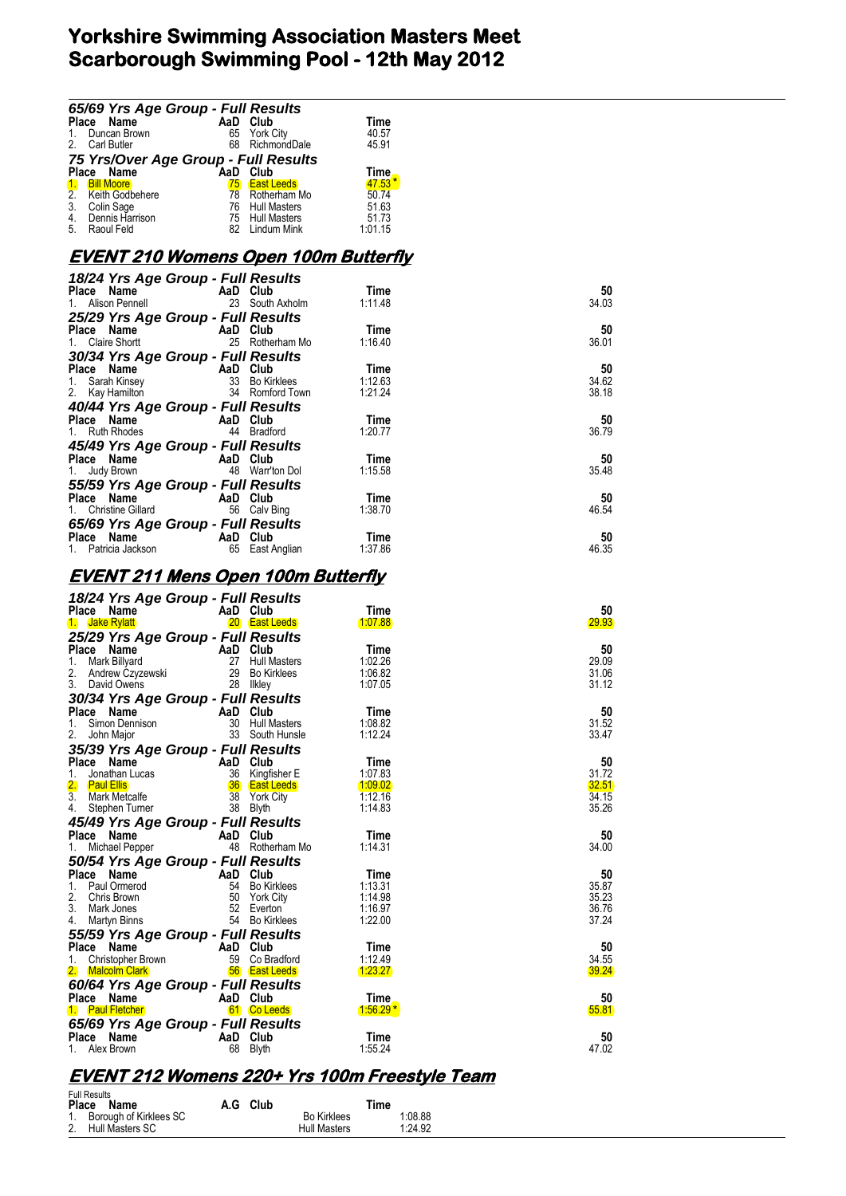# Yorkshire Swimming Association Masters Meet
# Scarborough Swimming Pool - 12th May 2012

### 65/69 Yrs Age Group - Full Results

| Place | Name | AaD | Club | Time |
|---|---|---|---|---|
| 1. | Duncan Brown | 65 | York City | 40.57 |
| 2. | Carl Butler | 68 | RichmondDale | 45.91 |

### 75 Yrs/Over Age Group - Full Results

| Place | Name | AaD | Club | Time |
|---|---|---|---|---|
| 1. | Bill Moore | 75 | East Leeds | 47.53 * |
| 2. | Keith Godbehere | 78 | Rotherham Mo | 50.74 |
| 3. | Colin Sage | 76 | Hull Masters | 51.63 |
| 4. | Dennis Harrison | 75 | Hull Masters | 51.73 |
| 5. | Raoul Feld | 82 | Lindum Mink | 1:01.15 |

## EVENT 210 Womens Open 100m Butterfly

### 18/24 Yrs Age Group - Full Results

| Place | Name | AaD | Club | Time | 50 |
|---|---|---|---|---|---|
| 1. | Alison Pennell | 23 | South Axholm | 1:11.48 | 34.03 |

### 25/29 Yrs Age Group - Full Results

| Place | Name | AaD | Club | Time | 50 |
|---|---|---|---|---|---|
| 1. | Claire Shortt | 25 | Rotherham Mo | 1:16.40 | 36.01 |

### 30/34 Yrs Age Group - Full Results

| Place | Name | AaD | Club | Time | 50 |
|---|---|---|---|---|---|
| 1. | Sarah Kinsey | 33 | Bo Kirklees | 1:12.63 | 34.62 |
| 2. | Kay Hamilton | 34 | Romford Town | 1:21.24 | 38.18 |

### 40/44 Yrs Age Group - Full Results

| Place | Name | AaD | Club | Time | 50 |
|---|---|---|---|---|---|
| 1. | Ruth Rhodes | 44 | Bradford | 1:20.77 | 36.79 |

### 45/49 Yrs Age Group - Full Results

| Place | Name | AaD | Club | Time | 50 |
|---|---|---|---|---|---|
| 1. | Judy Brown | 48 | Warr'ton Dol | 1:15.58 | 35.48 |

### 55/59 Yrs Age Group - Full Results

| Place | Name | AaD | Club | Time | 50 |
|---|---|---|---|---|---|
| 1. | Christine Gillard | 56 | Calv Bing | 1:38.70 | 46.54 |

### 65/69 Yrs Age Group - Full Results

| Place | Name | AaD | Club | Time | 50 |
|---|---|---|---|---|---|
| 1. | Patricia Jackson | 65 | East Anglian | 1:37.86 | 46.35 |

## EVENT 211 Mens Open 100m Butterfly

### 18/24 Yrs Age Group - Full Results

| Place | Name | AaD | Club | Time | 50 |
|---|---|---|---|---|---|
| 1. | Jake Rylatt | 20 | East Leeds | 1:07.88 | 29.93 |

### 25/29 Yrs Age Group - Full Results

| Place | Name | AaD | Club | Time | 50 |
|---|---|---|---|---|---|
| 1. | Mark Billyard | 27 | Hull Masters | 1:02.26 | 29.09 |
| 2. | Andrew Czyzewski | 29 | Bo Kirklees | 1:06.82 | 31.06 |
| 3. | David Owens | 28 | Ilkley | 1:07.05 | 31.12 |

### 30/34 Yrs Age Group - Full Results

| Place | Name | AaD | Club | Time | 50 |
|---|---|---|---|---|---|
| 1. | Simon Dennison | 30 | Hull Masters | 1:08.82 | 31.52 |
| 2. | John Major | 33 | South Hunsle | 1:12.24 | 33.47 |

### 35/39 Yrs Age Group - Full Results

| Place | Name | AaD | Club | Time | 50 |
|---|---|---|---|---|---|
| 1. | Jonathan Lucas | 36 | Kingfisher E | 1:07.83 | 31.72 |
| 2. | Paul Ellis | 36 | East Leeds | 1:09.02 | 32.51 |
| 3. | Mark Metcalfe | 38 | York City | 1:12.16 | 34.15 |
| 4. | Stephen Turner | 38 | Blyth | 1:14.83 | 35.26 |

### 45/49 Yrs Age Group - Full Results

| Place | Name | AaD | Club | Time | 50 |
|---|---|---|---|---|---|
| 1. | Michael Pepper | 48 | Rotherham Mo | 1:14.31 | 34.00 |

### 50/54 Yrs Age Group - Full Results

| Place | Name | AaD | Club | Time | 50 |
|---|---|---|---|---|---|
| 1. | Paul Ormerod | 54 | Bo Kirklees | 1:13.31 | 35.87 |
| 2. | Chris Brown | 50 | York City | 1:14.98 | 35.23 |
| 3. | Mark Jones | 52 | Everton | 1:16.97 | 36.76 |
| 4. | Martyn Binns | 54 | Bo Kirklees | 1:22.00 | 37.24 |

### 55/59 Yrs Age Group - Full Results

| Place | Name | AaD | Club | Time | 50 |
|---|---|---|---|---|---|
| 1. | Christopher Brown | 59 | Co Bradford | 1:12.49 | 34.55 |
| 2. | Malcolm Clark | 56 | East Leeds | 1:23.27 | 39.24 |

### 60/64 Yrs Age Group - Full Results

| Place | Name | AaD | Club | Time | 50 |
|---|---|---|---|---|---|
| 1. | Paul Fletcher | 61 | Co Leeds | 1:56.29 * | 55.81 |

### 65/69 Yrs Age Group - Full Results

| Place | Name | AaD | Club | Time | 50 |
|---|---|---|---|---|---|
| 1. | Alex Brown | 68 | Blyth | 1:55.24 | 47.02 |

## EVENT 212 Womens 220+ Yrs 100m Freestyle Team

Full Results

| Place | Name | A.G | Club | Time |
|---|---|---|---|---|
| 1. | Borough of Kirklees SC | | Bo Kirklees | 1:08.88 |
| 2. | Hull Masters SC | | Hull Masters | 1:24.92 |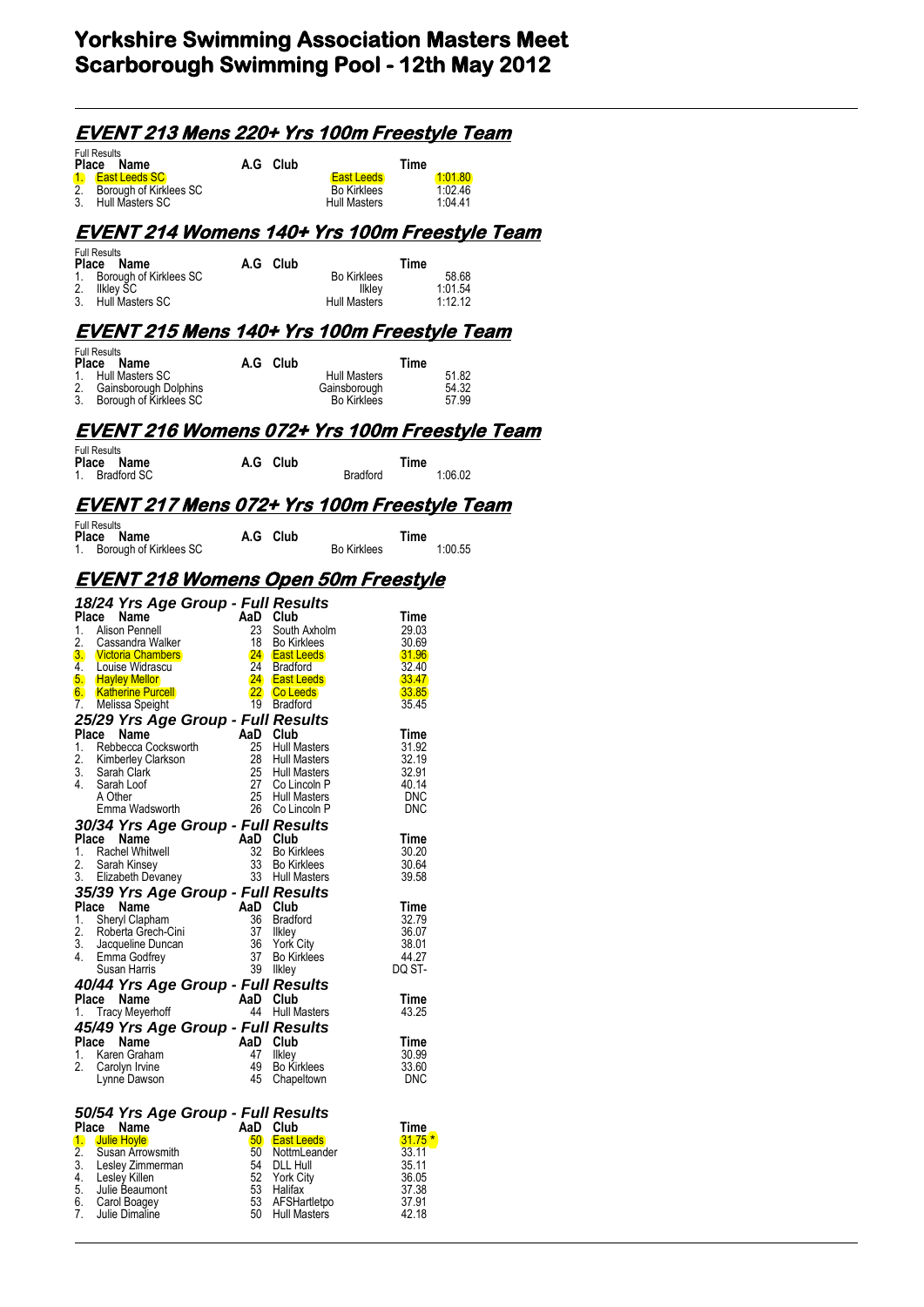# Yorkshire Swimming Association Masters Meet
# Scarborough Swimming Pool - 12th May 2012

## EVENT 213 Mens 220+ Yrs 100m Freestyle Team

Full Results

| Place | Name | A.G | Club | | Time |
|---|---|---|---|---|---|
| 1. | East Leeds SC | | | East Leeds | 1:01.80 |
| 2. | Borough of Kirklees SC | | | Bo Kirklees | 1:02.46 |
| 3. | Hull Masters SC | | | Hull Masters | 1:04.41 |

## EVENT 214 Womens 140+ Yrs 100m Freestyle Team

Full Results

| Place | Name | A.G | Club | | Time |
|---|---|---|---|---|---|
| 1. | Borough of Kirklees SC | | | Bo Kirklees | 58.68 |
| 2. | Ilkley SC | | | Ilkley | 1:01.54 |
| 3. | Hull Masters SC | | | Hull Masters | 1:12.12 |

## EVENT 215 Mens 140+ Yrs 100m Freestyle Team

Full Results

| Place | Name | A.G | Club | | Time |
|---|---|---|---|---|---|
| 1. | Hull Masters SC | | | Hull Masters | 51.82 |
| 2. | Gainsborough Dolphins | | | Gainsborough | 54.32 |
| 3. | Borough of Kirklees SC | | | Bo Kirklees | 57.99 |

## EVENT 216 Womens 072+ Yrs 100m Freestyle Team

Full Results

| Place | Name | A.G | Club | | Time |
|---|---|---|---|---|---|
| 1. | Bradford SC | | | Bradford | 1:06.02 |

## EVENT 217 Mens 072+ Yrs 100m Freestyle Team

Full Results

| Place | Name | A.G | Club | | Time |
|---|---|---|---|---|---|
| 1. | Borough of Kirklees SC | | | Bo Kirklees | 1:00.55 |

## EVENT 218 Womens Open 50m Freestyle

### 18/24 Yrs Age Group - Full Results

| Place | Name | AaD | Club | Time |
|---|---|---|---|---|
| 1. | Alison Pennell | 23 | South Axholm | 29.03 |
| 2. | Cassandra Walker | 18 | Bo Kirklees | 30.69 |
| 3. | Victoria Chambers | 24 | East Leeds | 31.96 |
| 4. | Louise Widrascu | 24 | Bradford | 32.40 |
| 5. | Hayley Mellor | 24 | East Leeds | 33.47 |
| 6. | Katherine Purcell | 22 | Co Leeds | 33.85 |
| 7. | Melissa Speight | 19 | Bradford | 35.45 |

### 25/29 Yrs Age Group - Full Results

| Place | Name | AaD | Club | Time |
|---|---|---|---|---|
| 1. | Rebbecca Cocksworth | 25 | Hull Masters | 31.92 |
| 2. | Kimberley Clarkson | 28 | Hull Masters | 32.19 |
| 3. | Sarah Clark | 25 | Hull Masters | 32.91 |
| 4. | Sarah Loof | 27 | Co Lincoln P | 40.14 |
| | A Other | 25 | Hull Masters | DNC |
| | Emma Wadsworth | 26 | Co Lincoln P | DNC |

### 30/34 Yrs Age Group - Full Results

| Place | Name | AaD | Club | Time |
|---|---|---|---|---|
| 1. | Rachel Whitwell | 32 | Bo Kirklees | 30.20 |
| 2. | Sarah Kinsey | 33 | Bo Kirklees | 30.64 |
| 3. | Elizabeth Devaney | 33 | Hull Masters | 39.58 |

### 35/39 Yrs Age Group - Full Results

| Place | Name | AaD | Club | Time |
|---|---|---|---|---|
| 1. | Sheryl Clapham | 36 | Bradford | 32.79 |
| 2. | Roberta Grech-Cini | 37 | Ilkley | 36.07 |
| 3. | Jacqueline Duncan | 36 | York City | 38.01 |
| 4. | Emma Godfrey | 37 | Bo Kirklees | 44.27 |
| | Susan Harris | 39 | Ilkley | DQ ST- |

### 40/44 Yrs Age Group - Full Results

| Place | Name | AaD | Club | Time |
|---|---|---|---|---|
| 1. | Tracy Meyerhoff | 44 | Hull Masters | 43.25 |

### 45/49 Yrs Age Group - Full Results

| Place | Name | AaD | Club | Time |
|---|---|---|---|---|
| 1. | Karen Graham | 47 | Ilkley | 30.99 |
| 2. | Carolyn Irvine | 49 | Bo Kirklees | 33.60 |
| | Lynne Dawson | 45 | Chapeltown | DNC |

### 50/54 Yrs Age Group - Full Results

| Place | Name | AaD | Club | Time |
|---|---|---|---|---|
| 1. | Julie Hoyle | 50 | East Leeds | 31.75 * |
| 2. | Susan Arrowsmith | 50 | NottmLeander | 33.11 |
| 3. | Lesley Zimmerman | 54 | DLL Hull | 35.11 |
| 4. | Lesley Killen | 52 | York City | 36.05 |
| 5. | Julie Beaumont | 53 | Halifax | 37.38 |
| 6. | Carol Boagey | 53 | AFSHartletpo | 37.91 |
| 7. | Julie Dimaline | 50 | Hull Masters | 42.18 |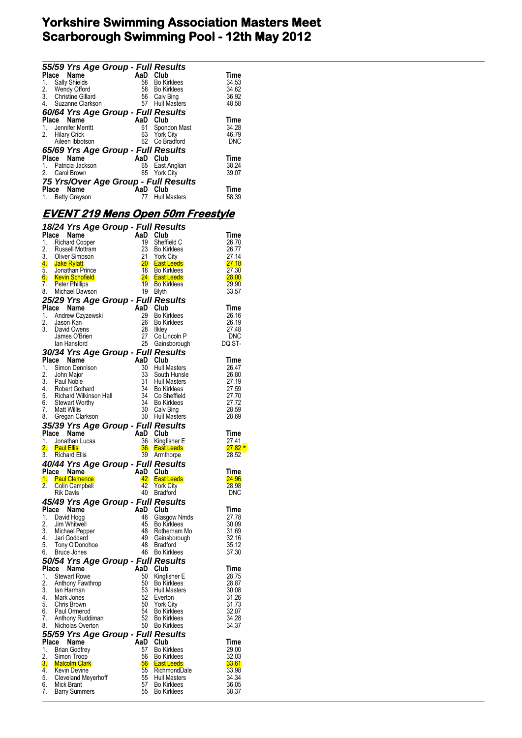# Yorkshire Swimming Association Masters Meet
# Scarborough Swimming Pool - 12th May 2012

### 55/59 Yrs Age Group - Full Results

| Place | Name | AaD | Club | Time |
|---|---|---|---|---|
| 1. | Sally Shields | 58 | Bo Kirklees | 34.53 |
| 2. | Wendy Offord | 58 | Bo Kirklees | 34.62 |
| 3. | Christine Gillard | 56 | Calv Bing | 36.92 |
| 4. | Suzanne Clarkson | 57 | Hull Masters | 48.58 |

### 60/64 Yrs Age Group - Full Results

| Place | Name | AaD | Club | Time |
|---|---|---|---|---|
| 1. | Jennifer Merritt | 61 | Spondon Mast | 34.28 |
| 2. | Hilary Crick | 63 | York City | 46.79 |
| | Aileen Ibbotson | 62 | Co Bradford | DNC |

### 65/69 Yrs Age Group - Full Results

| Place | Name | AaD | Club | Time |
|---|---|---|---|---|
| 1. | Patricia Jackson | 65 | East Anglian | 38.24 |
| 2. | Carol Brown | 65 | York City | 39.07 |

### 75 Yrs/Over Age Group - Full Results

| Place | Name | AaD | Club | Time |
|---|---|---|---|---|
| 1. | Betty Grayson | 77 | Hull Masters | 58.39 |

## EVENT 219 Mens Open 50m Freestyle

### 18/24 Yrs Age Group - Full Results

| Place | Name | AaD | Club | Time |
|---|---|---|---|---|
| 1. | Richard Cooper | 19 | Sheffield C | 26.70 |
| 2. | Russell Mottram | 23 | Bo Kirklees | 26.77 |
| 3. | Oliver Simpson | 21 | York City | 27.14 |
| 4. | Jake Rylatt | 20 | East Leeds | 27.18 |
| 5. | Jonathan Prince | 18 | Bo Kirklees | 27.30 |
| 6. | Kevin Schofield | 24 | East Leeds | 28.00 |
| 7. | Peter Phillips | 19 | Bo Kirklees | 29.90 |
| 8. | Michael Dawson | 19 | Blyth | 33.57 |

### 25/29 Yrs Age Group - Full Results

| Place | Name | AaD | Club | Time |
|---|---|---|---|---|
| 1. | Andrew Czyzewski | 29 | Bo Kirklees | 26.16 |
| 2. | Jason Kan | 26 | Bo Kirklees | 26.19 |
| 3. | David Owens | 28 | Ilkley | 27.48 |
| | James O'Brien | 27 | Co Lincoln P | DNC |
| | Ian Hansford | 25 | Gainsborough | DQ ST- |

### 30/34 Yrs Age Group - Full Results

| Place | Name | AaD | Club | Time |
|---|---|---|---|---|
| 1. | Simon Dennison | 30 | Hull Masters | 26.47 |
| 2. | John Major | 33 | South Hunsle | 26.80 |
| 3. | Paul Noble | 31 | Hull Masters | 27.19 |
| 4. | Robert Gothard | 34 | Bo Kirklees | 27.59 |
| 5. | Richard Wilkinson Hall | 34 | Co Sheffield | 27.70 |
| 6. | Stewart Worthy | 34 | Bo Kirklees | 27.72 |
| 7. | Matt Willis | 30 | Calv Bing | 28.59 |
| 8. | Gregan Clarkson | 30 | Hull Masters | 28.69 |

### 35/39 Yrs Age Group - Full Results

| Place | Name | AaD | Club | Time |
|---|---|---|---|---|
| 1. | Jonathan Lucas | 36 | Kingfisher E | 27.41 |
| 2. | Paul Ellis | 36 | East Leeds | 27.82 * |
| 3. | Richard Ellis | 39 | Armthorpe | 28.52 |

### 40/44 Yrs Age Group - Full Results

| Place | Name | AaD | Club | Time |
|---|---|---|---|---|
| 1. | Paul Clemence | 42 | East Leeds | 24.96 |
| 2. | Colin Campbell | 42 | York City | 28.98 |
| | Rik Davis | 40 | Bradford | DNC |

### 45/49 Yrs Age Group - Full Results

| Place | Name | AaD | Club | Time |
|---|---|---|---|---|
| 1. | David Hogg | 48 | Glasgow Nmds | 27.78 |
| 2. | Jim Whitwell | 45 | Bo Kirklees | 30.09 |
| 3. | Michael Pepper | 48 | Rotherham Mo | 31.69 |
| 4. | Jari Goddard | 49 | Gainsborough | 32.16 |
| 5. | Tony O'Donohoe | 48 | Bradford | 35.12 |
| 6. | Bruce Jones | 46 | Bo Kirklees | 37.30 |

### 50/54 Yrs Age Group - Full Results

| Place | Name | AaD | Club | Time |
|---|---|---|---|---|
| 1. | Stewart Rowe | 50 | Kingfisher E | 28.75 |
| 2. | Anthony Fawthrop | 50 | Bo Kirklees | 28.87 |
| 3. | Ian Harman | 53 | Hull Masters | 30.08 |
| 4. | Mark Jones | 52 | Everton | 31.26 |
| 5. | Chris Brown | 50 | York City | 31.73 |
| 6. | Paul Ormerod | 54 | Bo Kirklees | 32.07 |
| 7. | Anthony Ruddiman | 52 | Bo Kirklees | 34.28 |
| 8. | Nicholas Overton | 50 | Bo Kirklees | 34.37 |

### 55/59 Yrs Age Group - Full Results

| Place | Name | AaD | Club | Time |
|---|---|---|---|---|
| 1. | Brian Godfrey | 57 | Bo Kirklees | 29.00 |
| 2. | Simon Troop | 56 | Bo Kirklees | 32.03 |
| 3. | Malcolm Clark | 56 | East Leeds | 33.61 |
| 4. | Kevin Devine | 55 | RichmondDale | 33.98 |
| 5. | Cleveland Meyerhoff | 55 | Hull Masters | 34.34 |
| 6. | Mick Brant | 57 | Bo Kirklees | 36.05 |
| 7. | Barry Summers | 55 | Bo Kirklees | 38.37 |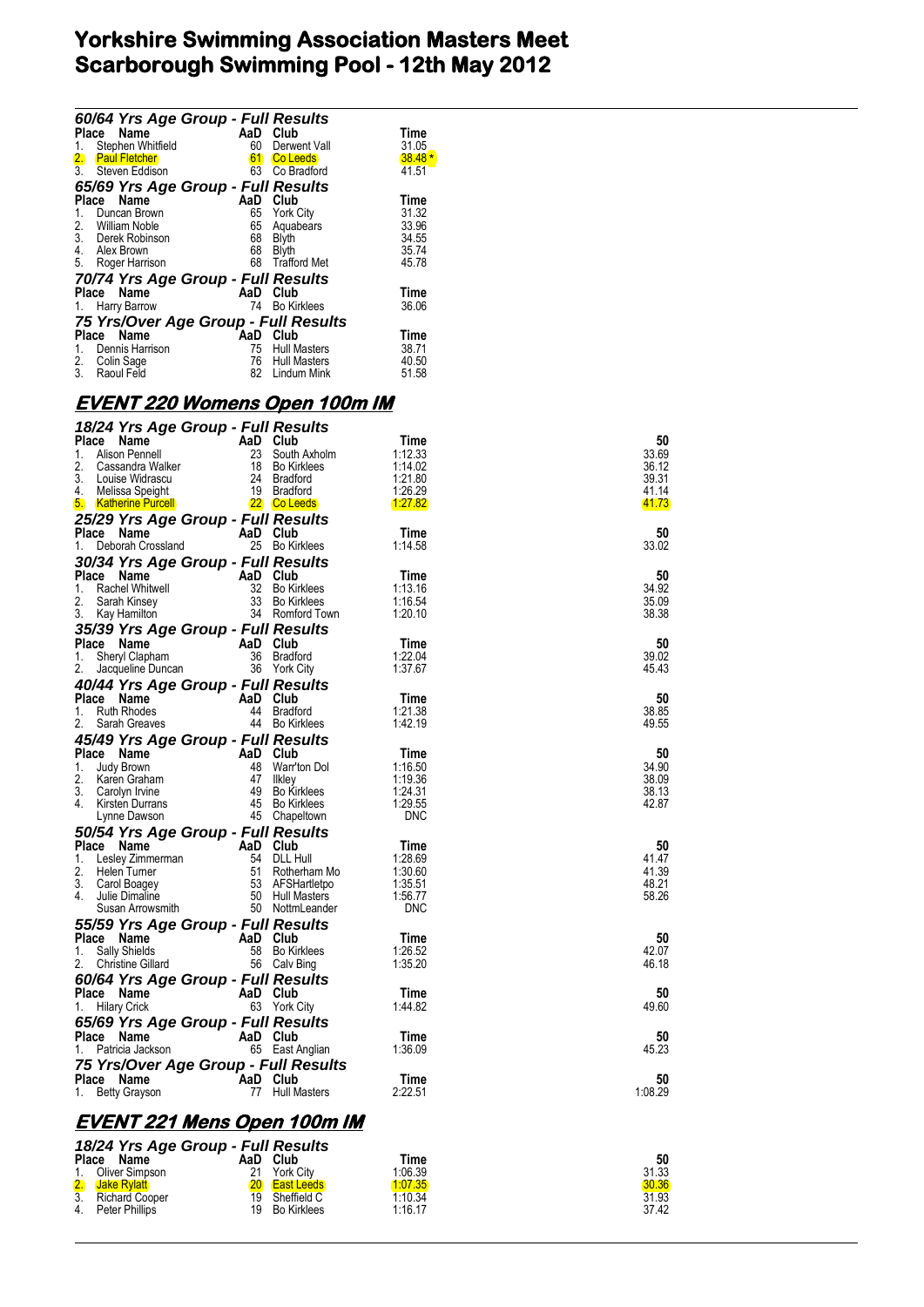# Yorkshire Swimming Association Masters Meet
# Scarborough Swimming Pool - 12th May 2012

### 60/64 Yrs Age Group - Full Results

| Place | Name | AaD | Club | Time |
|---|---|---|---|---|
| 1. | Stephen Whitfield | 60 | Derwent Vall | 31.05 |
| 2. | Paul Fletcher | 61 | Co Leeds | 38.48 * |
| 3. | Steven Eddison | 63 | Co Bradford | 41.51 |

### 65/69 Yrs Age Group - Full Results

| Place | Name | AaD | Club | Time |
|---|---|---|---|---|
| 1. | Duncan Brown | 65 | York City | 31.32 |
| 2. | William Noble | 65 | Aquabears | 33.96 |
| 3. | Derek Robinson | 68 | Blyth | 34.55 |
| 4. | Alex Brown | 68 | Blyth | 35.74 |
| 5. | Roger Harrison | 68 | Trafford Met | 45.78 |

### 70/74 Yrs Age Group - Full Results

| Place | Name | AaD | Club | Time |
|---|---|---|---|---|
| 1. | Harry Barrow | 74 | Bo Kirklees | 36.06 |

### 75 Yrs/Over Age Group - Full Results

| Place | Name | AaD | Club | Time |
|---|---|---|---|---|
| 1. | Dennis Harrison | 75 | Hull Masters | 38.71 |
| 2. | Colin Sage | 76 | Hull Masters | 40.50 |
| 3. | Raoul Feld | 82 | Lindum Mink | 51.58 |

## EVENT 220 Womens Open 100m IM

### 18/24 Yrs Age Group - Full Results

| Place | Name | AaD | Club | Time | 50 |
|---|---|---|---|---|---|
| 1. | Alison Pennell | 23 | South Axholm | 1:12.33 | 33.69 |
| 2. | Cassandra Walker | 18 | Bo Kirklees | 1:14.02 | 36.12 |
| 3. | Louise Widrascu | 24 | Bradford | 1:21.80 | 39.31 |
| 4. | Melissa Speight | 19 | Bradford | 1:26.29 | 41.14 |
| 5. | Katherine Purcell | 22 | Co Leeds | 1:27.82 | 41.73 |

### 25/29 Yrs Age Group - Full Results

| Place | Name | AaD | Club | Time | 50 |
|---|---|---|---|---|---|
| 1. | Deborah Crossland | 25 | Bo Kirklees | 1:14.58 | 33.02 |

### 30/34 Yrs Age Group - Full Results

| Place | Name | AaD | Club | Time | 50 |
|---|---|---|---|---|---|
| 1. | Rachel Whitwell | 32 | Bo Kirklees | 1:13.16 | 34.92 |
| 2. | Sarah Kinsey | 33 | Bo Kirklees | 1:16.54 | 35.09 |
| 3. | Kay Hamilton | 34 | Romford Town | 1:20.10 | 38.38 |

### 35/39 Yrs Age Group - Full Results

| Place | Name | AaD | Club | Time | 50 |
|---|---|---|---|---|---|
| 1. | Sheryl Clapham | 36 | Bradford | 1:22.04 | 39.02 |
| 2. | Jacqueline Duncan | 36 | York City | 1:37.67 | 45.43 |

### 40/44 Yrs Age Group - Full Results

| Place | Name | AaD | Club | Time | 50 |
|---|---|---|---|---|---|
| 1. | Ruth Rhodes | 44 | Bradford | 1:21.38 | 38.85 |
| 2. | Sarah Greaves | 44 | Bo Kirklees | 1:42.19 | 49.55 |

### 45/49 Yrs Age Group - Full Results

| Place | Name | AaD | Club | Time | 50 |
|---|---|---|---|---|---|
| 1. | Judy Brown | 48 | Warr'ton Dol | 1:16.50 | 34.90 |
| 2. | Karen Graham | 47 | Ilkley | 1:19.36 | 38.09 |
| 3. | Carolyn Irvine | 49 | Bo Kirklees | 1:24.31 | 38.13 |
| 4. | Kirsten Durrans | 45 | Bo Kirklees | 1:29.55 | 42.87 |
| | Lynne Dawson | 45 | Chapeltown | DNC | |

### 50/54 Yrs Age Group - Full Results

| Place | Name | AaD | Club | Time | 50 |
|---|---|---|---|---|---|
| 1. | Lesley Zimmerman | 54 | DLL Hull | 1:28.69 | 41.47 |
| 2. | Helen Turner | 51 | Rotherham Mo | 1:30.60 | 41.39 |
| 3. | Carol Boagey | 53 | AFSHartletpo | 1:35.51 | 48.21 |
| 4. | Julie Dimaline | 50 | Hull Masters | 1:56.77 | 58.26 |
| | Susan Arrowsmith | 50 | NottmLeander | DNC | |

### 55/59 Yrs Age Group - Full Results

| Place | Name | AaD | Club | Time | 50 |
|---|---|---|---|---|---|
| 1. | Sally Shields | 58 | Bo Kirklees | 1:26.52 | 42.07 |
| 2. | Christine Gillard | 56 | Calv Bing | 1:35.20 | 46.18 |

### 60/64 Yrs Age Group - Full Results

| Place | Name | AaD | Club | Time | 50 |
|---|---|---|---|---|---|
| 1. | Hilary Crick | 63 | York City | 1:44.82 | 49.60 |

### 65/69 Yrs Age Group - Full Results

| Place | Name | AaD | Club | Time | 50 |
|---|---|---|---|---|---|
| 1. | Patricia Jackson | 65 | East Anglian | 1:36.09 | 45.23 |

### 75 Yrs/Over Age Group - Full Results

| Place | Name | AaD | Club | Time | 50 |
|---|---|---|---|---|---|
| 1. | Betty Grayson | 77 | Hull Masters | 2:22.51 | 1:08.29 |

## EVENT 221 Mens Open 100m IM

### 18/24 Yrs Age Group - Full Results

| Place | Name | AaD | Club | Time | 50 |
|---|---|---|---|---|---|
| 1. | Oliver Simpson | 21 | York City | 1:06.39 | 31.33 |
| 2. | Jake Rylatt | 20 | East Leeds | 1:07.35 | 30.36 |
| 3. | Richard Cooper | 19 | Sheffield C | 1:10.34 | 31.93 |
| 4. | Peter Phillips | 19 | Bo Kirklees | 1:16.17 | 37.42 |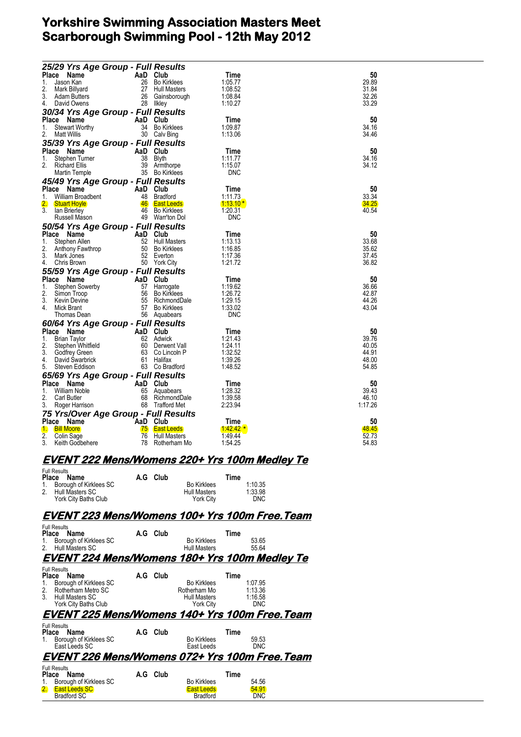# Yorkshire Swimming Association Masters Meet
# Scarborough Swimming Pool - 12th May 2012

### *25/29 Yrs Age Group - Full Results*

| Place | Name | AaD | Club | Time | 50 |
|---|---|---|---|---|---|
| 1. | Jason Kan | 26 | Bo Kirklees | 1:05.77 | 29.89 |
| 2. | Mark Billyard | 27 | Hull Masters | 1:08.52 | 31.84 |
| 3. | Adam Butters | 26 | Gainsborough | 1:08.84 | 32.26 |
| 4. | David Owens | 28 | Ilkley | 1:10.27 | 33.29 |

### *30/34 Yrs Age Group - Full Results*

| Place | Name | AaD | Club | Time | 50 |
|---|---|---|---|---|---|
| 1. | Stewart Worthy | 34 | Bo Kirklees | 1:09.87 | 34.16 |
| 2. | Matt Willis | 30 | Calv Bing | 1:13.06 | 34.46 |

### *35/39 Yrs Age Group - Full Results*

| Place | Name | AaD | Club | Time | 50 |
|---|---|---|---|---|---|
| 1. | Stephen Turner | 38 | Blyth | 1:11.77 | 34.16 |
| 2. | Richard Ellis | 39 | Armthorpe | 1:15.07 | 34.12 |
| | Martin Temple | 35 | Bo Kirklees | DNC | |

### *45/49 Yrs Age Group - Full Results*

| Place | Name | AaD | Club | Time | 50 |
|---|---|---|---|---|---|
| 1. | William Broadbent | 48 | Bradford | 1:11.73 | 33.34 |
| 2. | Stuart Hoyle | 46 | East Leeds | 1:13.10 * | 34.25 |
| 3. | Ian Brierley | 46 | Bo Kirklees | 1:20.31 | 40.54 |
| | Russell Mason | 49 | Warr'ton Dol | DNC | |

### *50/54 Yrs Age Group - Full Results*

| Place | Name | AaD | Club | Time | 50 |
|---|---|---|---|---|---|
| 1. | Stephen Allen | 52 | Hull Masters | 1:13.13 | 33.68 |
| 2. | Anthony Fawthrop | 50 | Bo Kirklees | 1:16.85 | 35.62 |
| 3. | Mark Jones | 52 | Everton | 1:17.36 | 37.45 |
| 4. | Chris Brown | 50 | York City | 1:21.72 | 36.82 |

### *55/59 Yrs Age Group - Full Results*

| Place | Name | AaD | Club | Time | 50 |
|---|---|---|---|---|---|
| 1. | Stephen Sowerby | 57 | Harrogate | 1:19.62 | 36.66 |
| 2. | Simon Troop | 56 | Bo Kirklees | 1:26.72 | 42.87 |
| 3. | Kevin Devine | 55 | RichmondDale | 1:29.15 | 44.26 |
| 4. | Mick Brant | 57 | Bo Kirklees | 1:33.02 | 43.04 |
| | Thomas Dean | 56 | Aquabears | DNC | |

### *60/64 Yrs Age Group - Full Results*

| Place | Name | AaD | Club | Time | 50 |
|---|---|---|---|---|---|
| 1. | Brian Taylor | 62 | Adwick | 1:21.43 | 39.76 |
| 2. | Stephen Whitfield | 60 | Derwent Vall | 1:24.11 | 40.05 |
| 3. | Godfrey Green | 63 | Co Lincoln P | 1:32.52 | 44.91 |
| 4. | David Swarbrick | 61 | Halifax | 1:39.26 | 48.00 |
| 5. | Steven Eddison | 63 | Co Bradford | 1:48.52 | 54.85 |

### *65/69 Yrs Age Group - Full Results*

| Place | Name | AaD | Club | Time | 50 |
|---|---|---|---|---|---|
| 1. | William Noble | 65 | Aquabears | 1:28.32 | 39.43 |
| 2. | Carl Butler | 68 | RichmondDale | 1:39.58 | 46.10 |
| 3. | Roger Harrison | 68 | Trafford Met | 2:23.94 | 1:17.26 |

### *75 Yrs/Over Age Group - Full Results*

| Place | Name | AaD | Club | Time | 50 |
|---|---|---|---|---|---|
| 1. | Bill Moore | 75 | East Leeds | 1:42.42 * | 48.45 |
| 2. | Colin Sage | 76 | Hull Masters | 1:49.44 | 52.73 |
| 3. | Keith Godbehere | 78 | Rotherham Mo | 1:54.25 | 54.83 |

## EVENT 222 Mens/Womens 220+ Yrs 100m Medley Te

Full Results

| Place | Name | A.G | Club | Time |
|---|---|---|---|---|
| 1. | Borough of Kirklees SC | | Bo Kirklees | 1:10.35 |
| 2. | Hull Masters SC | | Hull Masters | 1:33.98 |
| | York City Baths Club | | York City | DNC |

## EVENT 223 Mens/Womens 100+ Yrs 100m Free.Team

Full Results

| Place | Name | A.G | Club | Time |
|---|---|---|---|---|
| 1. | Borough of Kirklees SC | | Bo Kirklees | 53.65 |
| 2. | Hull Masters SC | | Hull Masters | 55.64 |

## EVENT 224 Mens/Womens 180+ Yrs 100m Medley Te

Full Results

| Place | Name | A.G | Club | Time |
|---|---|---|---|---|
| 1. | Borough of Kirklees SC | | Bo Kirklees | 1:07.95 |
| 2. | Rotherham Metro SC | | Rotherham Mo | 1:13.36 |
| 3. | Hull Masters SC | | Hull Masters | 1:16.58 |
| | York City Baths Club | | York City | DNC |

## EVENT 225 Mens/Womens 140+ Yrs 100m Free.Team

Full Results

| Place | Name | A.G | Club | Time |
|---|---|---|---|---|
| 1. | Borough of Kirklees SC | | Bo Kirklees | 59.53 |
| | East Leeds SC | | East Leeds | DNC |

## EVENT 226 Mens/Womens 072+ Yrs 100m Free.Team

Full Results

| Place | Name | A.G | Club | Time |
|---|---|---|---|---|
| 1. | Borough of Kirklees SC | | Bo Kirklees | 54.56 |
| 2. | East Leeds SC | | East Leeds | 54.91 |
| | Bradford SC | | Bradford | DNC |